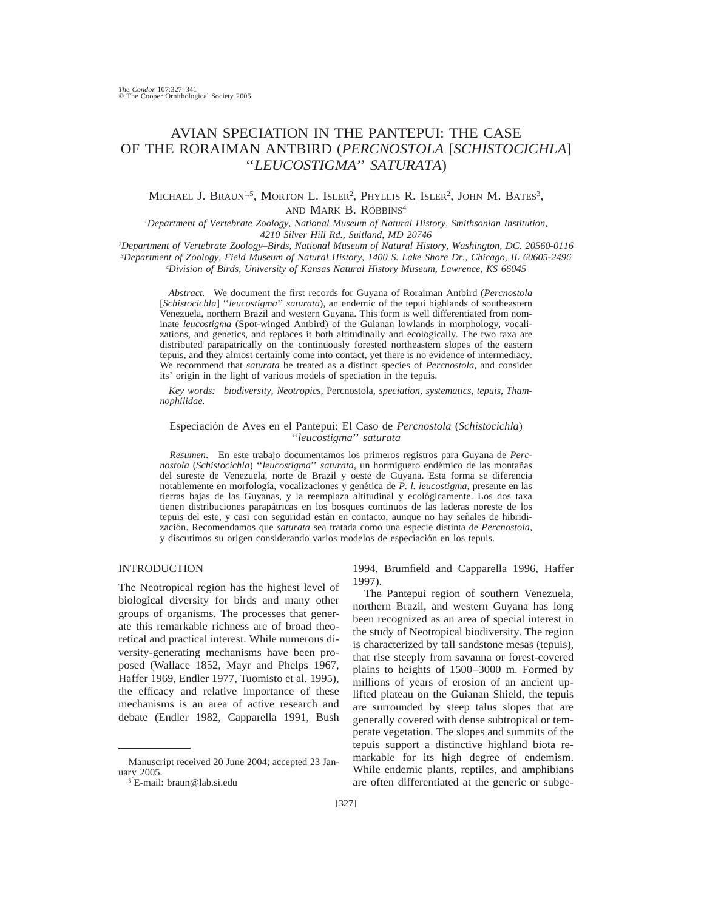# AVIAN SPECIATION IN THE PANTEPUI: THE CASE OF THE RORAIMAN ANTBIRD (*PERCNOSTOLA* [*SCHISTOCICHLA*] ''*LEUCOSTIGMA*'' *SATURATA*)

Michael J. Braun[1,5], Morton L. Isler[2], Phyllis R. Isler[2], John M. Bates[3], and Mark B. Robbins[4]

[1]*Department of Vertebrate Zoology, National Museum of Natural History, Smithsonian Institution, 4210 Silver Hill Rd., Suitland, MD 20746*

[2]*Department of Vertebrate Zoology–Birds, National Museum of Natural History, Washington, DC. 20560-0116*

[3]*Department of Zoology, Field Museum of Natural History, 1400 S. Lake Shore Dr., Chicago, IL 60605-2496*

[4]*Division of Birds, University of Kansas Natural History Museum, Lawrence, KS 66045*

*Abstract.* We document the first records for Guyana of Roraiman Antbird (*Percnostola* [*Schistocichla*] ''*leucostigma*'' *saturata*), an endemic of the tepui highlands of southeastern Venezuela, northern Brazil and western Guyana. This form is well differentiated from nominate *leucostigma* (Spot-winged Antbird) of the Guianan lowlands in morphology, vocalizations, and genetics, and replaces it both altitudinally and ecologically. The two taxa are distributed parapatrically on the continuously forested northeastern slopes of the eastern tepuis, and they almost certainly come into contact, yet there is no evidence of intermediacy. We recommend that *saturata* be treated as a distinct species of *Percnostola*, and consider its' origin in the light of various models of speciation in the tepuis.

*Key words:* *biodiversity, Neotropics,* Percnostola, *speciation, systematics, tepuis, Thamnophilidae.*

## Especiación de Aves en el Pantepui: El Caso de *Percnostola* (*Schistocichla*) ''*leucostigma*'' *saturata*

*Resumen.* En este trabajo documentamos los primeros registros para Guyana de *Percnostola* (*Schistocichla*) ''*leucostigma*'' *saturata*, un hormiguero endémico de las montañas del sureste de Venezuela, norte de Brazil y oeste de Guyana. Esta forma se diferencia notablemente en morfología, vocalizaciones y genética de *P. l. leucostigma*, presente en las tierras bajas de las Guyanas, y la reemplaza altitudinal y ecológicamente. Los dos taxa tienen distribuciones parapátricas en los bosques continuos de las laderas noreste de los tepuis del este, y casi con seguridad están en contacto, aunque no hay señales de hibridización. Recomendamos que *saturata* sea tratada como una especie distinta de *Percnostola*, y discutimos su origen considerando varios modelos de especiación en los tepuis.

## INTRODUCTION

The Neotropical region has the highest level of biological diversity for birds and many other groups of organisms. The processes that generate this remarkable richness are of broad theoretical and practical interest. While numerous diversity-generating mechanisms have been proposed (Wallace 1852, Mayr and Phelps 1967, Haffer 1969, Endler 1977, Tuomisto et al. 1995), the efficacy and relative importance of these mechanisms is an area of active research and debate (Endler 1982, Capparella 1991, Bush 1994, Brumfield and Capparella 1996, Haffer 1997).

The Pantepui region of southern Venezuela, northern Brazil, and western Guyana has long been recognized as an area of special interest in the study of Neotropical biodiversity. The region is characterized by tall sandstone mesas (tepuis), that rise steeply from savanna or forest-covered plains to heights of 1500–3000 m. Formed by millions of years of erosion of an ancient uplifted plateau on the Guianan Shield, the tepuis are surrounded by steep talus slopes that are generally covered with dense subtropical or temperate vegetation. The slopes and summits of the tepuis support a distinctive highland biota remarkable for its high degree of endemism. While endemic plants, reptiles, and amphibians are often differentiated at the generic or subge-

Manuscript received 20 June 2004; accepted 23 January 2005.

[5] E-mail: braun@lab.si.edu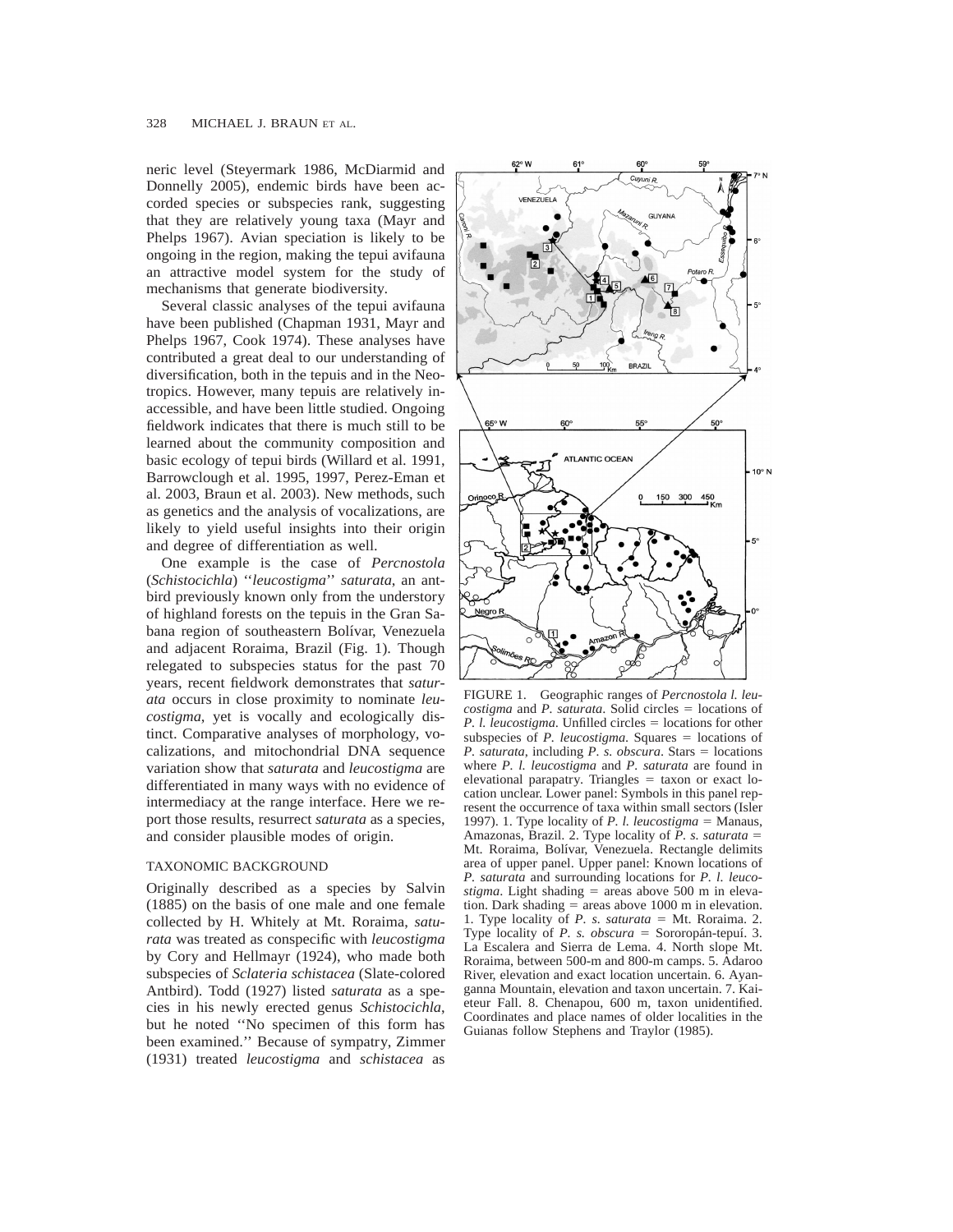neric level (Steyermark 1986, McDiarmid and Donnelly 2005), endemic birds have been accorded species or subspecies rank, suggesting that they are relatively young taxa (Mayr and Phelps 1967). Avian speciation is likely to be ongoing in the region, making the tepui avifauna an attractive model system for the study of mechanisms that generate biodiversity.

Several classic analyses of the tepui avifauna have been published (Chapman 1931, Mayr and Phelps 1967, Cook 1974). These analyses have contributed a great deal to our understanding of diversification, both in the tepuis and in the Neotropics. However, many tepuis are relatively inaccessible, and have been little studied. Ongoing fieldwork indicates that there is much still to be learned about the community composition and basic ecology of tepui birds (Willard et al. 1991, Barrowclough et al. 1995, 1997, Perez-Eman et al. 2003, Braun et al. 2003). New methods, such as genetics and the analysis of vocalizations, are likely to yield useful insights into their origin and degree of differentiation as well.

One example is the case of *Percnostola* (*Schistocichla*) ''*leucostigma*'' *saturata*, an antbird previously known only from the understory of highland forests on the tepuis in the Gran Sabana region of southeastern Bolívar, Venezuela and adjacent Roraima, Brazil (Fig. 1). Though relegated to subspecies status for the past 70 years, recent fieldwork demonstrates that *saturata* occurs in close proximity to nominate *leucostigma*, yet is vocally and ecologically distinct. Comparative analyses of morphology, vocalizations, and mitochondrial DNA sequence variation show that *saturata* and *leucostigma* are differentiated in many ways with no evidence of intermediacy at the range interface. Here we report those results, resurrect *saturata* as a species, and consider plausible modes of origin.

## TAXONOMIC BACKGROUND

Originally described as a species by Salvin (1885) on the basis of one male and one female collected by H. Whitely at Mt. Roraima, *saturata* was treated as conspecific with *leucostigma* by Cory and Hellmayr (1924), who made both subspecies of *Sclateria schistacea* (Slate-colored Antbird). Todd (1927) listed *saturata* as a species in his newly erected genus *Schistocichla*, but he noted ''No specimen of this form has been examined.'' Because of sympatry, Zimmer (1931) treated *leucostigma* and *schistacea* as

FIGURE 1. Geographic ranges of *Percnostola l. leucostigma* and *P. saturata*. Solid circles = locations of *P. l. leucostigma*. Unfilled circles = locations for other subspecies of *P. leucostigma*. Squares = locations of *P. saturata*, including *P. s. obscura*. Stars = locations where *P. l. leucostigma* and *P. saturata* are found in elevational parapatry. Triangles = taxon or exact location unclear. Lower panel: Symbols in this panel represent the occurrence of taxa within small sectors (Isler 1997). 1. Type locality of *P. l. leucostigma* = Manaus, Amazonas, Brazil. 2. Type locality of *P. s. saturata* = Mt. Roraima, Bolívar, Venezuela. Rectangle delimits area of upper panel. Upper panel: Known locations of *P. saturata* and surrounding locations for *P. l. leucostigma*. Light shading = areas above 500 m in elevation. Dark shading = areas above 1000 m in elevation. 1. Type locality of *P. s. saturata* = Mt. Roraima. 2. Type locality of *P. s. obscura* = Sororopán-tepuí. 3. La Escalera and Sierra de Lema. 4. North slope Mt. Roraima, between 500-m and 800-m camps. 5. Adaroo River, elevation and exact location uncertain. 6. Ayanganna Mountain, elevation and taxon uncertain. 7. Kaieteur Fall. 8. Chenapou, 600 m, taxon unidentified. Coordinates and place names of older localities in the Guianas follow Stephens and Traylor (1985).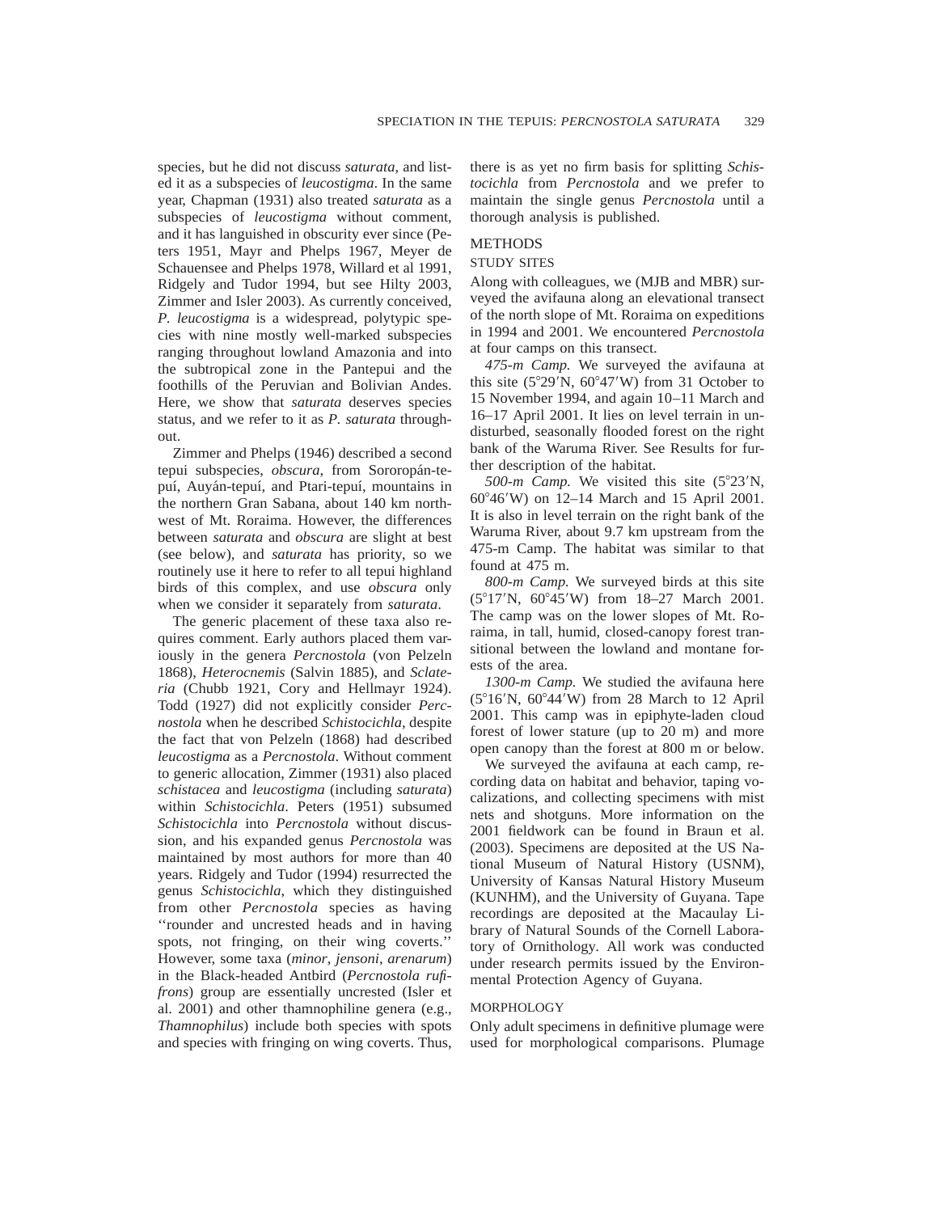species, but he did not discuss *saturata*, and listed it as a subspecies of *leucostigma*. In the same year, Chapman (1931) also treated *saturata* as a subspecies of *leucostigma* without comment, and it has languished in obscurity ever since (Peters 1951, Mayr and Phelps 1967, Meyer de Schauensee and Phelps 1978, Willard et al 1991, Ridgely and Tudor 1994, but see Hilty 2003, Zimmer and Isler 2003). As currently conceived, *P. leucostigma* is a widespread, polytypic species with nine mostly well-marked subspecies ranging throughout lowland Amazonia and into the subtropical zone in the Pantepui and the foothills of the Peruvian and Bolivian Andes. Here, we show that *saturata* deserves species status, and we refer to it as *P. saturata* throughout.

Zimmer and Phelps (1946) described a second tepui subspecies, *obscura*, from Sororopán-tepuí, Auyán-tepuí, and Ptari-tepuí, mountains in the northern Gran Sabana, about 140 km northwest of Mt. Roraima. However, the differences between *saturata* and *obscura* are slight at best (see below), and *saturata* has priority, so we routinely use it here to refer to all tepui highland birds of this complex, and use *obscura* only when we consider it separately from *saturata*.

The generic placement of these taxa also requires comment. Early authors placed them variously in the genera *Percnostola* (von Pelzeln 1868), *Heterocnemis* (Salvin 1885), and *Sclateria* (Chubb 1921, Cory and Hellmayr 1924). Todd (1927) did not explicitly consider *Percnostola* when he described *Schistocichla*, despite the fact that von Pelzeln (1868) had described *leucostigma* as a *Percnostola*. Without comment to generic allocation, Zimmer (1931) also placed *schistacea* and *leucostigma* (including *saturata*) within *Schistocichla*. Peters (1951) subsumed *Schistocichla* into *Percnostola* without discussion, and his expanded genus *Percnostola* was maintained by most authors for more than 40 years. Ridgely and Tudor (1994) resurrected the genus *Schistocichla*, which they distinguished from other *Percnostola* species as having ''rounder and uncrested heads and in having spots, not fringing, on their wing coverts.'' However, some taxa (*minor*, *jensoni*, *arenarum*) in the Black-headed Antbird (*Percnostola rufifrons*) group are essentially uncrested (Isler et al. 2001) and other thamnophiline genera (e.g., *Thamnophilus*) include both species with spots and species with fringing on wing coverts. Thus, there is as yet no firm basis for splitting *Schistocichla* from *Percnostola* and we prefer to maintain the single genus *Percnostola* until a thorough analysis is published.

## METHODS

### STUDY SITES

Along with colleagues, we (MJB and MBR) surveyed the avifauna along an elevational transect of the north slope of Mt. Roraima on expeditions in 1994 and 2001. We encountered *Percnostola* at four camps on this transect.

*475-m Camp.* We surveyed the avifauna at this site (5°29′N, 60°47′W) from 31 October to 15 November 1994, and again 10–11 March and 16–17 April 2001. It lies on level terrain in undisturbed, seasonally flooded forest on the right bank of the Waruma River. See Results for further description of the habitat.

*500-m Camp.* We visited this site (5°23′N, 60°46′W) on 12–14 March and 15 April 2001. It is also in level terrain on the right bank of the Waruma River, about 9.7 km upstream from the 475-m Camp. The habitat was similar to that found at 475 m.

*800-m Camp.* We surveyed birds at this site (5°17′N, 60°45′W) from 18–27 March 2001. The camp was on the lower slopes of Mt. Roraima, in tall, humid, closed-canopy forest transitional between the lowland and montane forests of the area.

*1300-m Camp.* We studied the avifauna here (5°16′N, 60°44′W) from 28 March to 12 April 2001. This camp was in epiphyte-laden cloud forest of lower stature (up to 20 m) and more open canopy than the forest at 800 m or below.

We surveyed the avifauna at each camp, recording data on habitat and behavior, taping vocalizations, and collecting specimens with mist nets and shotguns. More information on the 2001 fieldwork can be found in Braun et al. (2003). Specimens are deposited at the US National Museum of Natural History (USNM), University of Kansas Natural History Museum (KUNHM), and the University of Guyana. Tape recordings are deposited at the Macaulay Library of Natural Sounds of the Cornell Laboratory of Ornithology. All work was conducted under research permits issued by the Environmental Protection Agency of Guyana.

### MORPHOLOGY

Only adult specimens in definitive plumage were used for morphological comparisons. Plumage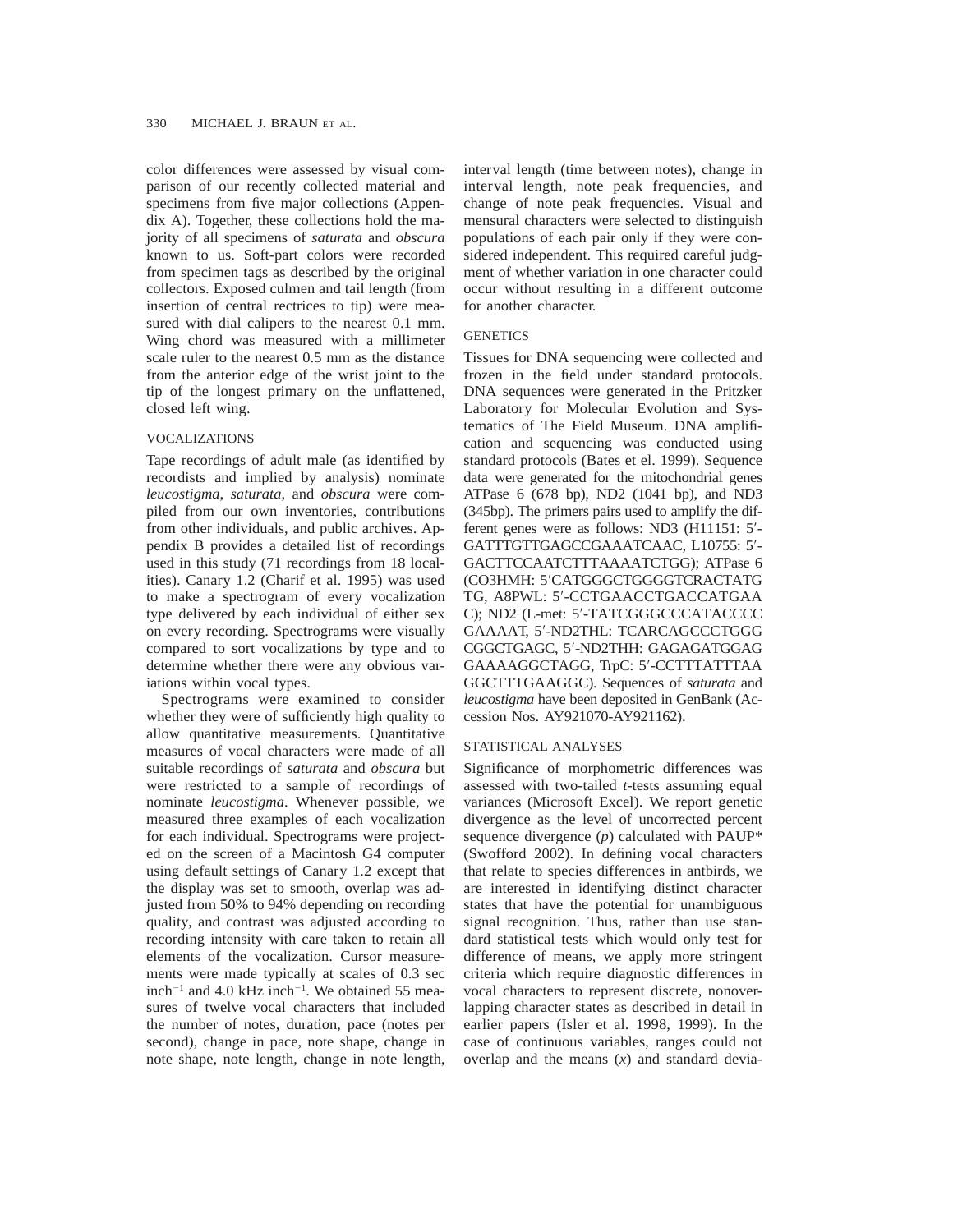color differences were assessed by visual comparison of our recently collected material and specimens from five major collections (Appendix A). Together, these collections hold the majority of all specimens of *saturata* and *obscura* known to us. Soft-part colors were recorded from specimen tags as described by the original collectors. Exposed culmen and tail length (from insertion of central rectrices to tip) were measured with dial calipers to the nearest 0.1 mm. Wing chord was measured with a millimeter scale ruler to the nearest 0.5 mm as the distance from the anterior edge of the wrist joint to the tip of the longest primary on the unflattened, closed left wing.

### VOCALIZATIONS

Tape recordings of adult male (as identified by recordists and implied by analysis) nominate *leucostigma*, *saturata*, and *obscura* were compiled from our own inventories, contributions from other individuals, and public archives. Appendix B provides a detailed list of recordings used in this study (71 recordings from 18 localities). Canary 1.2 (Charif et al. 1995) was used to make a spectrogram of every vocalization type delivered by each individual of either sex on every recording. Spectrograms were visually compared to sort vocalizations by type and to determine whether there were any obvious variations within vocal types.

Spectrograms were examined to consider whether they were of sufficiently high quality to allow quantitative measurements. Quantitative measures of vocal characters were made of all suitable recordings of *saturata* and *obscura* but were restricted to a sample of recordings of nominate *leucostigma*. Whenever possible, we measured three examples of each vocalization for each individual. Spectrograms were projected on the screen of a Macintosh G4 computer using default settings of Canary 1.2 except that the display was set to smooth, overlap was adjusted from 50% to 94% depending on recording quality, and contrast was adjusted according to recording intensity with care taken to retain all elements of the vocalization. Cursor measurements were made typically at scales of 0.3 sec inch$^{-1}$ and 4.0 kHz inch$^{-1}$. We obtained 55 measures of twelve vocal characters that included the number of notes, duration, pace (notes per second), change in pace, note shape, change in note shape, note length, change in note length, interval length (time between notes), change in interval length, note peak frequencies, and change of note peak frequencies. Visual and mensural characters were selected to distinguish populations of each pair only if they were considered independent. This required careful judgment of whether variation in one character could occur without resulting in a different outcome for another character.

### GENETICS

Tissues for DNA sequencing were collected and frozen in the field under standard protocols. DNA sequences were generated in the Pritzker Laboratory for Molecular Evolution and Systematics of The Field Museum. DNA amplification and sequencing was conducted using standard protocols (Bates et el. 1999). Sequence data were generated for the mitochondrial genes ATPase 6 (678 bp), ND2 (1041 bp), and ND3 (345bp). The primers pairs used to amplify the different genes were as follows: ND3 (H11151: 5′-GATTTGTTGAGCCGAAATCAAC, L10755: 5′-GACTTCCAATCTTTAAAATCTGG); ATPase 6 (CO3HMH: 5′CATGGGCTGGGGTCRACTATGTG, A8PWL: 5′-CCTGAACCTGACCATGAAC); ND2 (L-met: 5′-TATCGGGCCCATACCCCGAAAAT, 5′-ND2THL: TCARCAGCCCTGGGCGGCTGAGC, 5′-ND2THH: GAGAGATGGAGGAAAAGGCTAGG, TrpC: 5′-CCTTTATTTAAGGCTTTGAAGGC). Sequences of *saturata* and *leucostigma* have been deposited in GenBank (Accession Nos. AY921070-AY921162).

### STATISTICAL ANALYSES

Significance of morphometric differences was assessed with two-tailed *t*-tests assuming equal variances (Microsoft Excel). We report genetic divergence as the level of uncorrected percent sequence divergence ($p$) calculated with PAUP* (Swofford 2002). In defining vocal characters that relate to species differences in antbirds, we are interested in identifying distinct character states that have the potential for unambiguous signal recognition. Thus, rather than use standard statistical tests which would only test for difference of means, we apply more stringent criteria which require diagnostic differences in vocal characters to represent discrete, nonoverlapping character states as described in detail in earlier papers (Isler et al. 1998, 1999). In the case of continuous variables, ranges could not overlap and the means ($x$) and standard devia-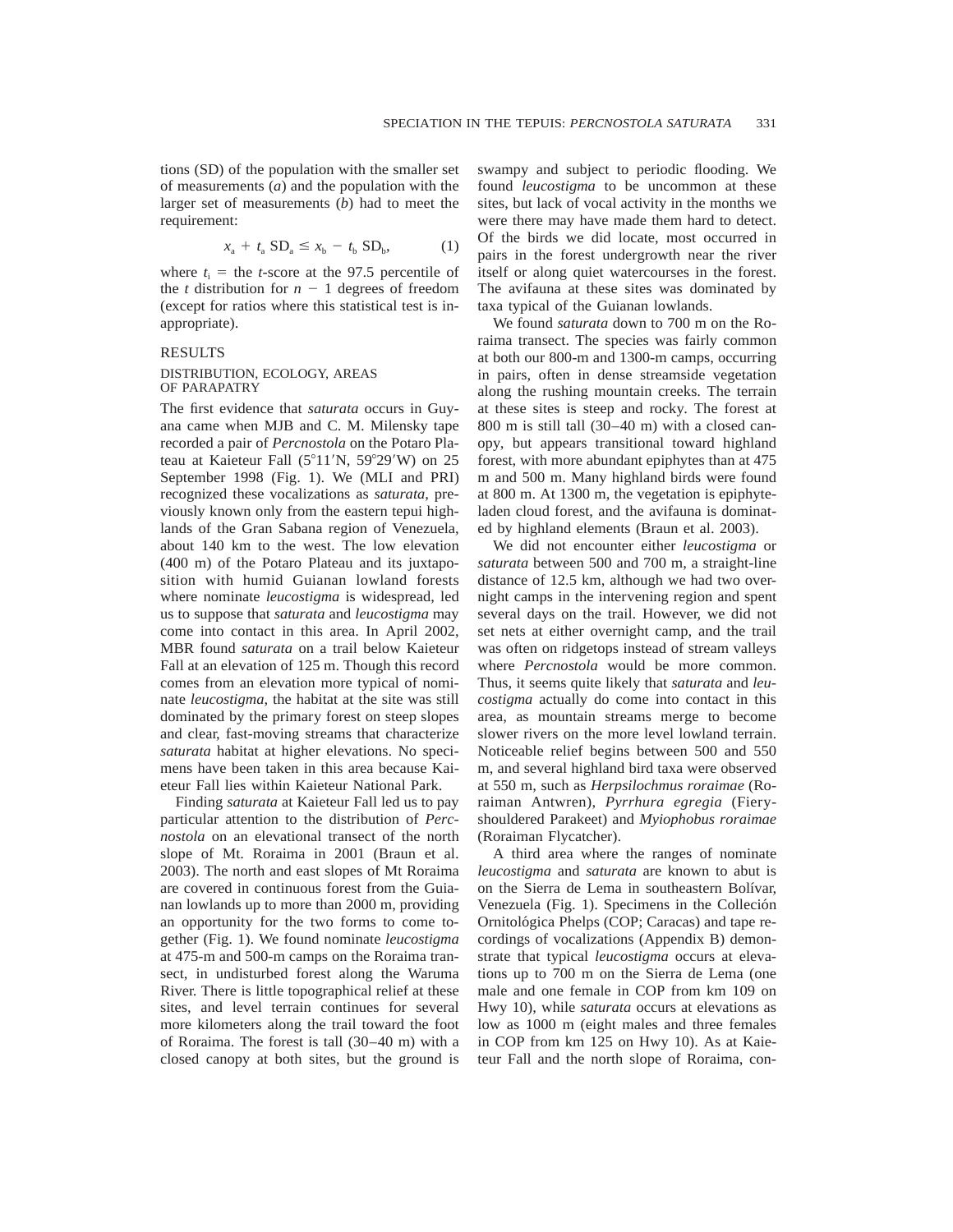tions (SD) of the population with the smaller set of measurements ($a$) and the population with the larger set of measurements ($b$) had to meet the requirement:

$$x_a + t_a \, SD_a \leq x_b - t_b \, SD_b, \qquad (1)$$

where $t_i$ = the $t$-score at the 97.5 percentile of the $t$ distribution for $n - 1$ degrees of freedom (except for ratios where this statistical test is inappropriate).

## RESULTS

### DISTRIBUTION, ECOLOGY, AREAS OF PARAPATRY

The first evidence that *saturata* occurs in Guyana came when MJB and C. M. Milensky tape recorded a pair of *Percnostola* on the Potaro Plateau at Kaieteur Fall (5°11′N, 59°29′W) on 25 September 1998 (Fig. 1). We (MLI and PRI) recognized these vocalizations as *saturata*, previously known only from the eastern tepui highlands of the Gran Sabana region of Venezuela, about 140 km to the west. The low elevation (400 m) of the Potaro Plateau and its juxtaposition with humid Guianan lowland forests where nominate *leucostigma* is widespread, led us to suppose that *saturata* and *leucostigma* may come into contact in this area. In April 2002, MBR found *saturata* on a trail below Kaieteur Fall at an elevation of 125 m. Though this record comes from an elevation more typical of nominate *leucostigma*, the habitat at the site was still dominated by the primary forest on steep slopes and clear, fast-moving streams that characterize *saturata* habitat at higher elevations. No specimens have been taken in this area because Kaieteur Fall lies within Kaieteur National Park.

Finding *saturata* at Kaieteur Fall led us to pay particular attention to the distribution of *Percnostola* on an elevational transect of the north slope of Mt. Roraima in 2001 (Braun et al. 2003). The north and east slopes of Mt Roraima are covered in continuous forest from the Guianan lowlands up to more than 2000 m, providing an opportunity for the two forms to come together (Fig. 1). We found nominate *leucostigma* at 475-m and 500-m camps on the Roraima transect, in undisturbed forest along the Waruma River. There is little topographical relief at these sites, and level terrain continues for several more kilometers along the trail toward the foot of Roraima. The forest is tall (30–40 m) with a closed canopy at both sites, but the ground is swampy and subject to periodic flooding. We found *leucostigma* to be uncommon at these sites, but lack of vocal activity in the months we were there may have made them hard to detect. Of the birds we did locate, most occurred in pairs in the forest undergrowth near the river itself or along quiet watercourses in the forest. The avifauna at these sites was dominated by taxa typical of the Guianan lowlands.

We found *saturata* down to 700 m on the Roraima transect. The species was fairly common at both our 800-m and 1300-m camps, occurring in pairs, often in dense streamside vegetation along the rushing mountain creeks. The terrain at these sites is steep and rocky. The forest at 800 m is still tall (30–40 m) with a closed canopy, but appears transitional toward highland forest, with more abundant epiphytes than at 475 m and 500 m. Many highland birds were found at 800 m. At 1300 m, the vegetation is epiphyte-laden cloud forest, and the avifauna is dominated by highland elements (Braun et al. 2003).

We did not encounter either *leucostigma* or *saturata* between 500 and 700 m, a straight-line distance of 12.5 km, although we had two overnight camps in the intervening region and spent several days on the trail. However, we did not set nets at either overnight camp, and the trail was often on ridgetops instead of stream valleys where *Percnostola* would be more common. Thus, it seems quite likely that *saturata* and *leucostigma* actually do come into contact in this area, as mountain streams merge to become slower rivers on the more level lowland terrain. Noticeable relief begins between 500 and 550 m, and several highland bird taxa were observed at 550 m, such as *Herpsilochmus roraimae* (Roraiman Antwren), *Pyrrhura egregia* (Fiery-shouldered Parakeet) and *Myiophobus roraimae* (Roraiman Flycatcher).

A third area where the ranges of nominate *leucostigma* and *saturata* are known to abut is on the Sierra de Lema in southeastern Bolívar, Venezuela (Fig. 1). Specimens in the Colleción Ornitológica Phelps (COP; Caracas) and tape recordings of vocalizations (Appendix B) demonstrate that typical *leucostigma* occurs at elevations up to 700 m on the Sierra de Lema (one male and one female in COP from km 109 on Hwy 10), while *saturata* occurs at elevations as low as 1000 m (eight males and three females in COP from km 125 on Hwy 10). As at Kaieteur Fall and the north slope of Roraima, con-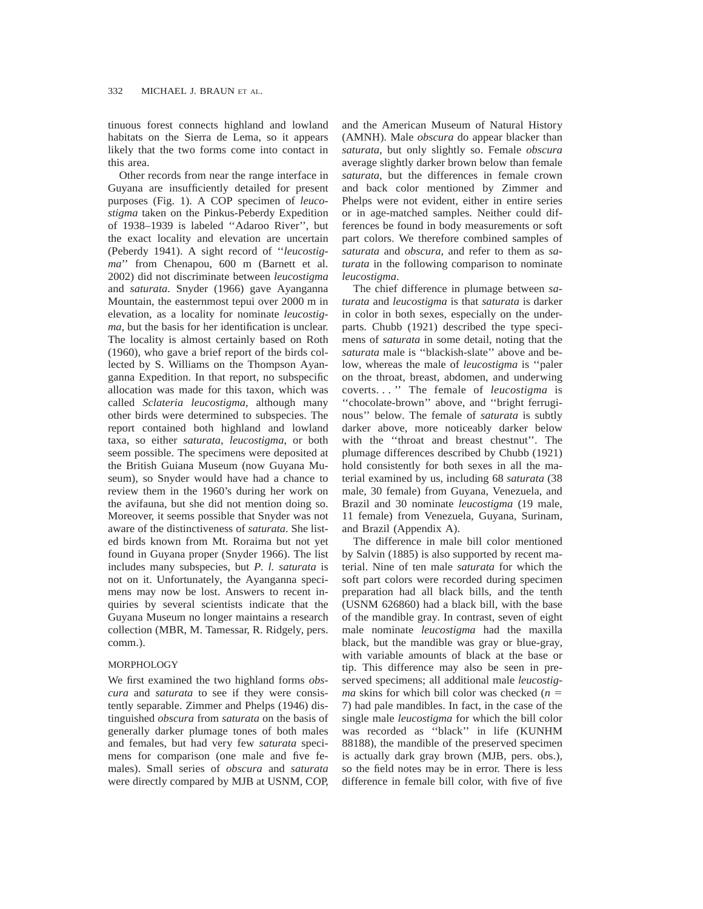tinuous forest connects highland and lowland habitats on the Sierra de Lema, so it appears likely that the two forms come into contact in this area.

Other records from near the range interface in Guyana are insufficiently detailed for present purposes (Fig. 1). A COP specimen of *leucostigma* taken on the Pinkus-Peberdy Expedition of 1938–1939 is labeled ''Adaroo River'', but the exact locality and elevation are uncertain (Peberdy 1941). A sight record of ''*leucostigma*'' from Chenapou, 600 m (Barnett et al. 2002) did not discriminate between *leucostigma* and *saturata*. Snyder (1966) gave Ayanganna Mountain, the easternmost tepui over 2000 m in elevation, as a locality for nominate *leucostigma*, but the basis for her identification is unclear. The locality is almost certainly based on Roth (1960), who gave a brief report of the birds collected by S. Williams on the Thompson Ayanganna Expedition. In that report, no subspecific allocation was made for this taxon, which was called *Sclateria leucostigma*, although many other birds were determined to subspecies. The report contained both highland and lowland taxa, so either *saturata*, *leucostigma*, or both seem possible. The specimens were deposited at the British Guiana Museum (now Guyana Museum), so Snyder would have had a chance to review them in the 1960's during her work on the avifauna, but she did not mention doing so. Moreover, it seems possible that Snyder was not aware of the distinctiveness of *saturata*. She listed birds known from Mt. Roraima but not yet found in Guyana proper (Snyder 1966). The list includes many subspecies, but *P. l. saturata* is not on it. Unfortunately, the Ayanganna specimens may now be lost. Answers to recent inquiries by several scientists indicate that the Guyana Museum no longer maintains a research collection (MBR, M. Tamessar, R. Ridgely, pers. comm.).

## MORPHOLOGY

We first examined the two highland forms *obscura* and *saturata* to see if they were consistently separable. Zimmer and Phelps (1946) distinguished *obscura* from *saturata* on the basis of generally darker plumage tones of both males and females, but had very few *saturata* specimens for comparison (one male and five females). Small series of *obscura* and *saturata* were directly compared by MJB at USNM, COP, and the American Museum of Natural History (AMNH). Male *obscura* do appear blacker than *saturata*, but only slightly so. Female *obscura* average slightly darker brown below than female *saturata*, but the differences in female crown and back color mentioned by Zimmer and Phelps were not evident, either in entire series or in age-matched samples. Neither could differences be found in body measurements or soft part colors. We therefore combined samples of *saturata* and *obscura*, and refer to them as *saturata* in the following comparison to nominate *leucostigma*.

The chief difference in plumage between *saturata* and *leucostigma* is that *saturata* is darker in color in both sexes, especially on the underparts. Chubb (1921) described the type specimens of *saturata* in some detail, noting that the *saturata* male is ''blackish-slate'' above and below, whereas the male of *leucostigma* is ''paler on the throat, breast, abdomen, and underwing coverts. . . '' The female of *leucostigma* is ''chocolate-brown'' above, and ''bright ferruginous'' below. The female of *saturata* is subtly darker above, more noticeably darker below with the ''throat and breast chestnut''. The plumage differences described by Chubb (1921) hold consistently for both sexes in all the material examined by us, including 68 *saturata* (38 male, 30 female) from Guyana, Venezuela, and Brazil and 30 nominate *leucostigma* (19 male, 11 female) from Venezuela, Guyana, Surinam, and Brazil (Appendix A).

The difference in male bill color mentioned by Salvin (1885) is also supported by recent material. Nine of ten male *saturata* for which the soft part colors were recorded during specimen preparation had all black bills, and the tenth (USNM 626860) had a black bill, with the base of the mandible gray. In contrast, seven of eight male nominate *leucostigma* had the maxilla black, but the mandible was gray or blue-gray, with variable amounts of black at the base or tip. This difference may also be seen in preserved specimens; all additional male *leucostigma* skins for which bill color was checked ($n$ = 7) had pale mandibles. In fact, in the case of the single male *leucostigma* for which the bill color was recorded as ''black'' in life (KUNHM 88188), the mandible of the preserved specimen is actually dark gray brown (MJB, pers. obs.), so the field notes may be in error. There is less difference in female bill color, with five of five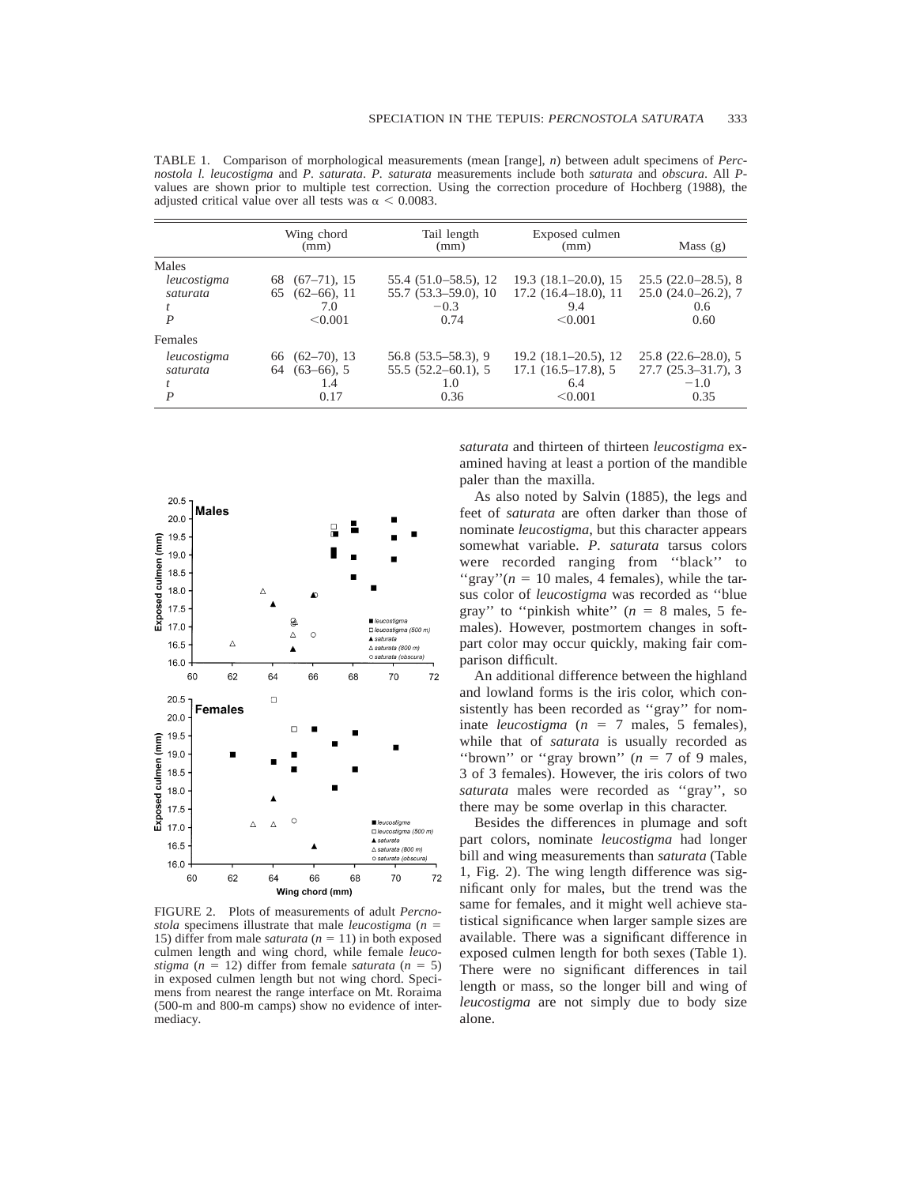TABLE 1. Comparison of morphological measurements (mean [range], *n*) between adult specimens of *Percnostola l. leucostigma* and *P. saturata*. *P. saturata* measurements include both *saturata* and *obscura*. All *P*-values are shown prior to multiple test correction. Using the correction procedure of Hochberg (1988), the adjusted critical value over all tests was $\alpha < 0.0083$.

| | Wing chord (mm) | Tail length (mm) | Exposed culmen (mm) | Mass (g) |
|---|---|---|---|---|
| Males | | | | |
| *leucostigma* | 68 (67–71), 15 | 55.4 (51.0–58.5), 12 | 19.3 (18.1–20.0), 15 | 25.5 (22.0–28.5), 8 |
| *saturata* | 65 (62–66), 11 | 55.7 (53.3–59.0), 10 | 17.2 (16.4–18.0), 11 | 25.0 (24.0–26.2), 7 |
| *t* | 7.0 | −0.3 | 9.4 | 0.6 |
| *P* | <0.001 | 0.74 | <0.001 | 0.60 |
| Females | | | | |
| *leucostigma* | 66 (62–70), 13 | 56.8 (53.5–58.3), 9 | 19.2 (18.1–20.5), 12 | 25.8 (22.6–28.0), 5 |
| *saturata* | 64 (63–66), 5 | 55.5 (52.2–60.1), 5 | 17.1 (16.5–17.8), 5 | 27.7 (25.3–31.7), 3 |
| *t* | 1.4 | 1.0 | 6.4 | −1.0 |
| *P* | 0.17 | 0.36 | <0.001 | 0.35 |

FIGURE 2. Plots of measurements of adult *Percnostola* specimens illustrate that male *leucostigma* ($n = 15$) differ from male *saturata* ($n = 11$) in both exposed culmen length and wing chord, while female *leucostigma* ($n = 12$) differ from female *saturata* ($n = 5$) in exposed culmen length but not wing chord. Specimens from nearest the range interface on Mt. Roraima (500-m and 800-m camps) show no evidence of intermediacy.

*saturata* and thirteen of thirteen *leucostigma* examined having at least a portion of the mandible paler than the maxilla.

As also noted by Salvin (1885), the legs and feet of *saturata* are often darker than those of nominate *leucostigma*, but this character appears somewhat variable. *P. saturata* tarsus colors were recorded ranging from ''black'' to ''gray''($n = 10$ males, 4 females), while the tarsus color of *leucostigma* was recorded as ''blue gray'' to ''pinkish white'' ($n = 8$ males, 5 females). However, postmortem changes in soft-part color may occur quickly, making fair comparison difficult.

An additional difference between the highland and lowland forms is the iris color, which consistently has been recorded as ''gray'' for nominate *leucostigma* ($n = 7$ males, 5 females), while that of *saturata* is usually recorded as ''brown'' or ''gray brown'' ($n = 7$ of 9 males, 3 of 3 females). However, the iris colors of two *saturata* males were recorded as ''gray'', so there may be some overlap in this character.

Besides the differences in plumage and soft part colors, nominate *leucostigma* had longer bill and wing measurements than *saturata* (Table 1, Fig. 2). The wing length difference was significant only for males, but the trend was the same for females, and it might well achieve statistical significance when larger sample sizes are available. There was a significant difference in exposed culmen length for both sexes (Table 1). There were no significant differences in tail length or mass, so the longer bill and wing of *leucostigma* are not simply due to body size alone.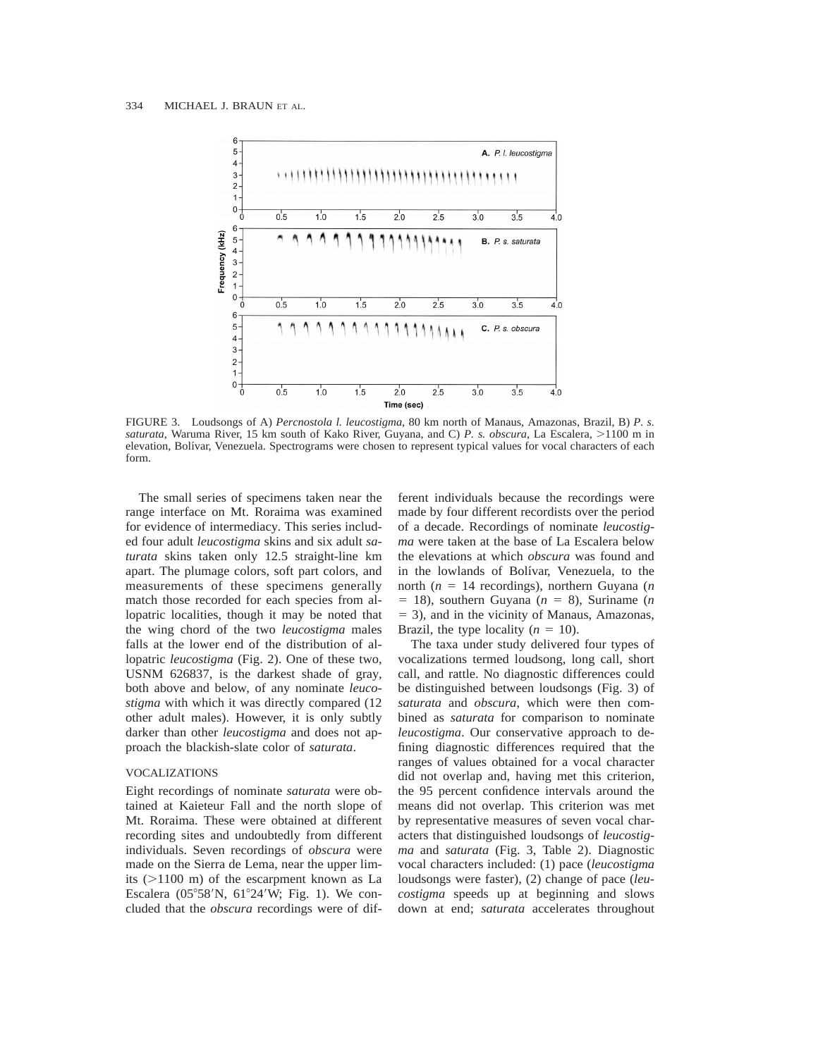FIGURE 3. Loudsongs of A) *Percnostola l. leucostigma*, 80 km north of Manaus, Amazonas, Brazil, B) *P. s. saturata*, Waruma River, 15 km south of Kako River, Guyana, and C) *P. s. obscura*, La Escalera, >1100 m in elevation, Bolívar, Venezuela. Spectrograms were chosen to represent typical values for vocal characters of each form.

The small series of specimens taken near the range interface on Mt. Roraima was examined for evidence of intermediacy. This series included four adult *leucostigma* skins and six adult *saturata* skins taken only 12.5 straight-line km apart. The plumage colors, soft part colors, and measurements of these specimens generally match those recorded for each species from allopatric localities, though it may be noted that the wing chord of the two *leucostigma* males falls at the lower end of the distribution of allopatric *leucostigma* (Fig. 2). One of these two, USNM 626837, is the darkest shade of gray, both above and below, of any nominate *leucostigma* with which it was directly compared (12 other adult males). However, it is only subtly darker than other *leucostigma* and does not approach the blackish-slate color of *saturata*.

## VOCALIZATIONS

Eight recordings of nominate *saturata* were obtained at Kaieteur Fall and the north slope of Mt. Roraima. These were obtained at different recording sites and undoubtedly from different individuals. Seven recordings of *obscura* were made on the Sierra de Lema, near the upper limits (>1100 m) of the escarpment known as La Escalera (05°58′N, 61°24′W; Fig. 1). We concluded that the *obscura* recordings were of different individuals because the recordings were made by four different recordists over the period of a decade. Recordings of nominate *leucostigma* were taken at the base of La Escalera below the elevations at which *obscura* was found and in the lowlands of Bolívar, Venezuela, to the north ($n$ = 14 recordings), northern Guyana ($n$ = 18), southern Guyana ($n$ = 8), Suriname ($n$ = 3), and in the vicinity of Manaus, Amazonas, Brazil, the type locality ($n$ = 10).

The taxa under study delivered four types of vocalizations termed loudsong, long call, short call, and rattle. No diagnostic differences could be distinguished between loudsongs (Fig. 3) of *saturata* and *obscura*, which were then combined as *saturata* for comparison to nominate *leucostigma*. Our conservative approach to defining diagnostic differences required that the ranges of values obtained for a vocal character did not overlap and, having met this criterion, the 95 percent confidence intervals around the means did not overlap. This criterion was met by representative measures of seven vocal characters that distinguished loudsongs of *leucostigma* and *saturata* (Fig. 3, Table 2). Diagnostic vocal characters included: (1) pace (*leucostigma* loudsongs were faster), (2) change of pace (*leucostigma* speeds up at beginning and slows down at end; *saturata* accelerates throughout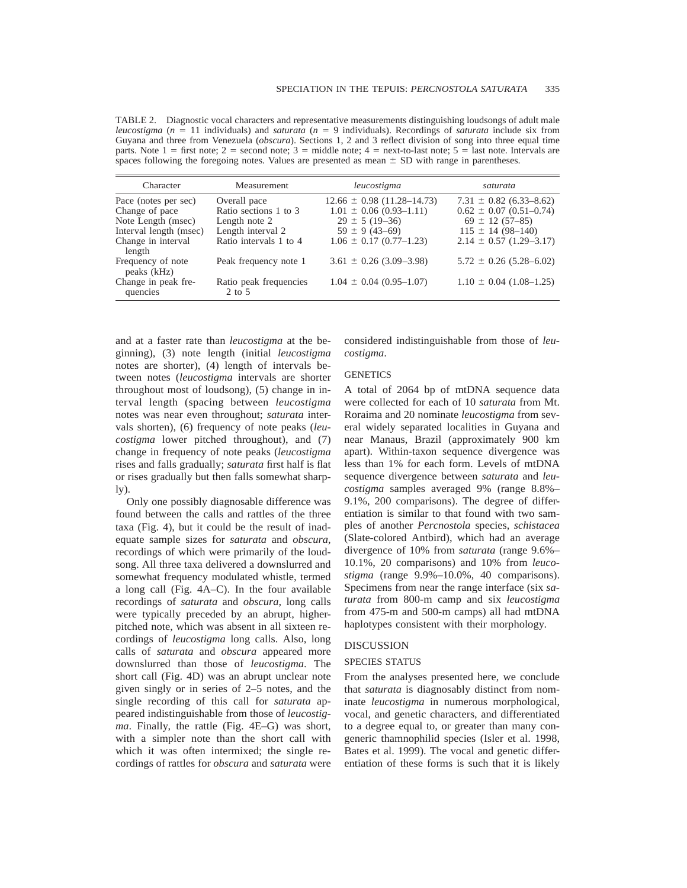TABLE 2. Diagnostic vocal characters and representative measurements distinguishing loudsongs of adult male *leucostigma* ($n$ = 11 individuals) and *saturata* ($n$ = 9 individuals). Recordings of *saturata* include six from Guyana and three from Venezuela (*obscura*). Sections 1, 2 and 3 reflect division of song into three equal time parts. Note 1 = first note; 2 = second note; 3 = middle note; 4 = next-to-last note; 5 = last note. Intervals are spaces following the foregoing notes. Values are presented as mean ± SD with range in parentheses.

| Character | Measurement | *leucostigma* | *saturata* |
|---|---|---|---|
| Pace (notes per sec) | Overall pace | 12.66 ± 0.98 (11.28–14.73) | 7.31 ± 0.82 (6.33–8.62) |
| Change of pace | Ratio sections 1 to 3 | 1.01 ± 0.06 (0.93–1.11) | 0.62 ± 0.07 (0.51–0.74) |
| Note Length (msec) | Length note 2 | 29 ± 5 (19–36) | 69 ± 12 (57–85) |
| Interval length (msec) | Length interval 2 | 59 ± 9 (43–69) | 115 ± 14 (98–140) |
| Change in interval length | Ratio intervals 1 to 4 | 1.06 ± 0.17 (0.77–1.23) | 2.14 ± 0.57 (1.29–3.17) |
| Frequency of note peaks (kHz) | Peak frequency note 1 | 3.61 ± 0.26 (3.09–3.98) | 5.72 ± 0.26 (5.28–6.02) |
| Change in peak frequencies | Ratio peak frequencies 2 to 5 | 1.04 ± 0.04 (0.95–1.07) | 1.10 ± 0.04 (1.08–1.25) |

and at a faster rate than *leucostigma* at the beginning), (3) note length (initial *leucostigma* notes are shorter), (4) length of intervals between notes (*leucostigma* intervals are shorter throughout most of loudsong), (5) change in interval length (spacing between *leucostigma* notes was near even throughout; *saturata* intervals shorten), (6) frequency of note peaks (*leucostigma* lower pitched throughout), and (7) change in frequency of note peaks (*leucostigma* rises and falls gradually; *saturata* first half is flat or rises gradually but then falls somewhat sharply).

Only one possibly diagnosable difference was found between the calls and rattles of the three taxa (Fig. 4), but it could be the result of inadequate sample sizes for *saturata* and *obscura*, recordings of which were primarily of the loudsong. All three taxa delivered a downslurred and somewhat frequency modulated whistle, termed a long call (Fig. 4A–C). In the four available recordings of *saturata* and *obscura*, long calls were typically preceded by an abrupt, higher-pitched note, which was absent in all sixteen recordings of *leucostigma* long calls. Also, long calls of *saturata* and *obscura* appeared more downslurred than those of *leucostigma*. The short call (Fig. 4D) was an abrupt unclear note given singly or in series of 2–5 notes, and the single recording of this call for *saturata* appeared indistinguishable from those of *leucostigma*. Finally, the rattle (Fig. 4E–G) was short, with a simpler note than the short call with which it was often intermixed; the single recordings of rattles for *obscura* and *saturata* were considered indistinguishable from those of *leucostigma*.

### GENETICS

A total of 2064 bp of mtDNA sequence data were collected for each of 10 *saturata* from Mt. Roraima and 20 nominate *leucostigma* from several widely separated localities in Guyana and near Manaus, Brazil (approximately 900 km apart). Within-taxon sequence divergence was less than 1% for each form. Levels of mtDNA sequence divergence between *saturata* and *leucostigma* samples averaged 9% (range 8.8%–9.1%, 200 comparisons). The degree of differentiation is similar to that found with two samples of another *Percnostola* species, *schistacea* (Slate-colored Antbird), which had an average divergence of 10% from *saturata* (range 9.6%–10.1%, 20 comparisons) and 10% from *leucostigma* (range 9.9%–10.0%, 40 comparisons). Specimens from near the range interface (six *saturata* from 800-m camp and six *leucostigma* from 475-m and 500-m camps) all had mtDNA haplotypes consistent with their morphology.

## DISCUSSION

### SPECIES STATUS

From the analyses presented here, we conclude that *saturata* is diagnosably distinct from nominate *leucostigma* in numerous morphological, vocal, and genetic characters, and differentiated to a degree equal to, or greater than many congeneric thamnophilid species (Isler et al. 1998, Bates et al. 1999). The vocal and genetic differentiation of these forms is such that it is likely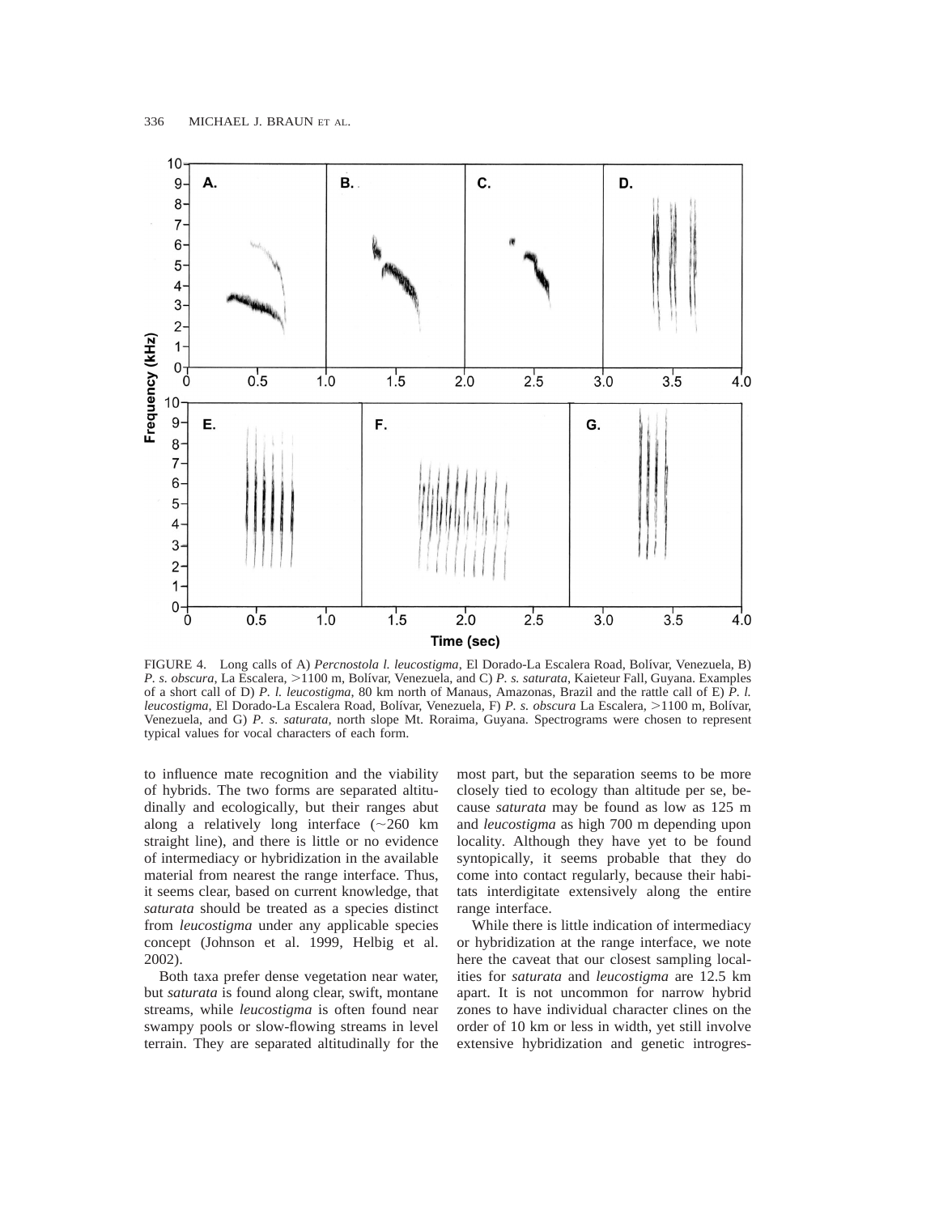FIGURE 4. Long calls of A) *Percnostola l. leucostigma,* El Dorado-La Escalera Road, Bolívar, Venezuela, B) *P. s. obscura,* La Escalera, >1100 m, Bolívar, Venezuela, and C) *P. s. saturata,* Kaieteur Fall, Guyana. Examples of a short call of D) *P. l. leucostigma,* 80 km north of Manaus, Amazonas, Brazil and the rattle call of E) *P. l. leucostigma,* El Dorado-La Escalera Road, Bolívar, Venezuela, F) *P. s. obscura* La Escalera, >1100 m, Bolívar, Venezuela, and G) *P. s. saturata,* north slope Mt. Roraima, Guyana. Spectrograms were chosen to represent typical values for vocal characters of each form.

to influence mate recognition and the viability of hybrids. The two forms are separated altitudinally and ecologically, but their ranges abut along a relatively long interface (~260 km straight line), and there is little or no evidence of intermediacy or hybridization in the available material from nearest the range interface. Thus, it seems clear, based on current knowledge, that *saturata* should be treated as a species distinct from *leucostigma* under any applicable species concept (Johnson et al. 1999, Helbig et al. 2002).

Both taxa prefer dense vegetation near water, but *saturata* is found along clear, swift, montane streams, while *leucostigma* is often found near swampy pools or slow-flowing streams in level terrain. They are separated altitudinally for the most part, but the separation seems to be more closely tied to ecology than altitude per se, because *saturata* may be found as low as 125 m and *leucostigma* as high 700 m depending upon locality. Although they have yet to be found syntopically, it seems probable that they do come into contact regularly, because their habitats interdigitate extensively along the entire range interface.

While there is little indication of intermediacy or hybridization at the range interface, we note here the caveat that our closest sampling localities for *saturata* and *leucostigma* are 12.5 km apart. It is not uncommon for narrow hybrid zones to have individual character clines on the order of 10 km or less in width, yet still involve extensive hybridization and genetic introgres-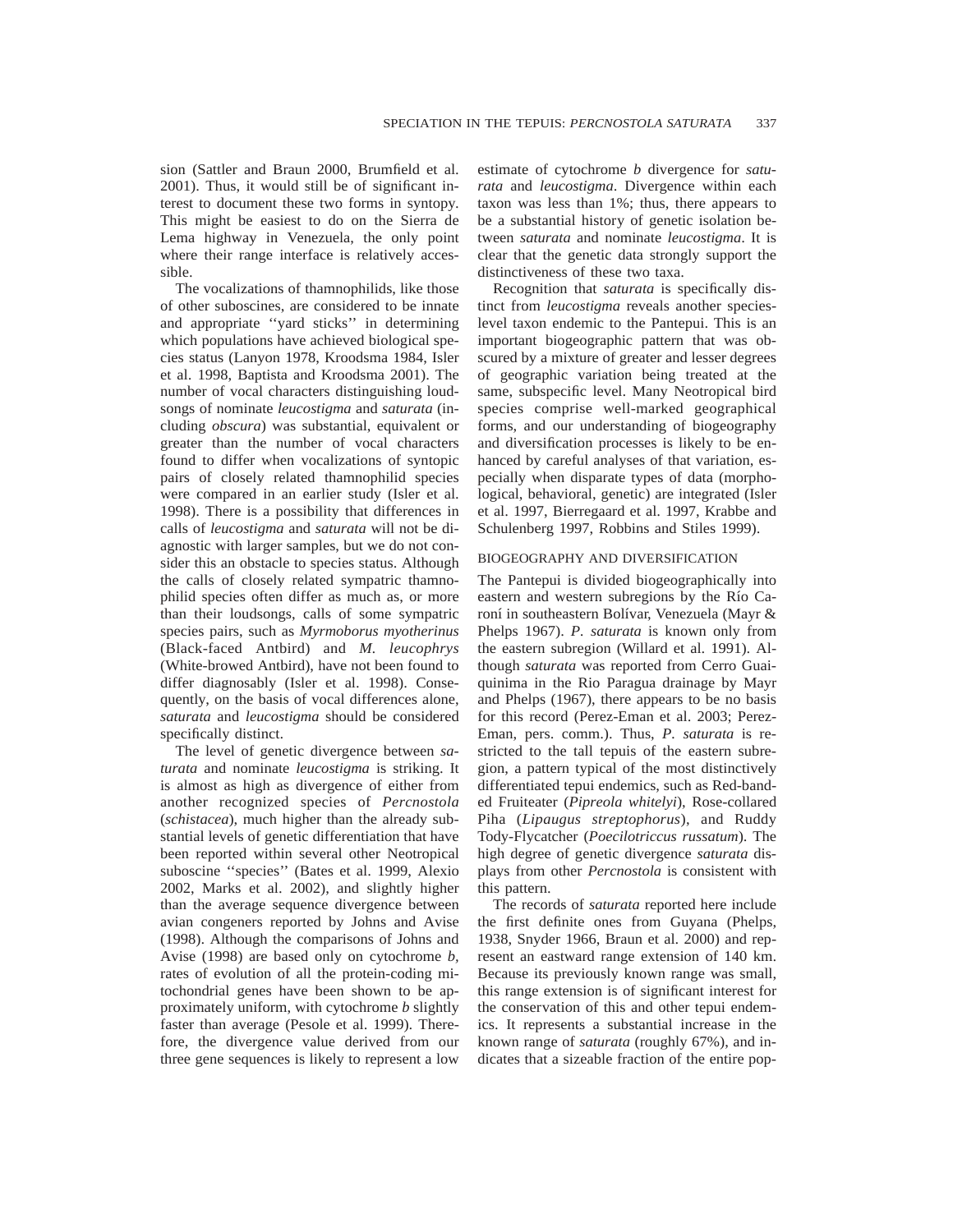sion (Sattler and Braun 2000, Brumfield et al. 2001). Thus, it would still be of significant interest to document these two forms in syntopy. This might be easiest to do on the Sierra de Lema highway in Venezuela, the only point where their range interface is relatively accessible.

The vocalizations of thamnophilids, like those of other suboscines, are considered to be innate and appropriate ''yard sticks'' in determining which populations have achieved biological species status (Lanyon 1978, Kroodsma 1984, Isler et al. 1998, Baptista and Kroodsma 2001). The number of vocal characters distinguishing loudsongs of nominate *leucostigma* and *saturata* (including *obscura*) was substantial, equivalent or greater than the number of vocal characters found to differ when vocalizations of syntopic pairs of closely related thamnophilid species were compared in an earlier study (Isler et al. 1998). There is a possibility that differences in calls of *leucostigma* and *saturata* will not be diagnostic with larger samples, but we do not consider this an obstacle to species status. Although the calls of closely related sympatric thamnophilid species often differ as much as, or more than their loudsongs, calls of some sympatric species pairs, such as *Myrmoborus myotherinus* (Black-faced Antbird) and *M. leucophrys* (White-browed Antbird), have not been found to differ diagnosably (Isler et al. 1998). Consequently, on the basis of vocal differences alone, *saturata* and *leucostigma* should be considered specifically distinct.

The level of genetic divergence between *saturata* and nominate *leucostigma* is striking. It is almost as high as divergence of either from another recognized species of *Percnostola* (*schistacea*), much higher than the already substantial levels of genetic differentiation that have been reported within several other Neotropical suboscine ''species'' (Bates et al. 1999, Alexio 2002, Marks et al. 2002), and slightly higher than the average sequence divergence between avian congeners reported by Johns and Avise (1998). Although the comparisons of Johns and Avise (1998) are based only on cytochrome *b*, rates of evolution of all the protein-coding mitochondrial genes have been shown to be approximately uniform, with cytochrome *b* slightly faster than average (Pesole et al. 1999). Therefore, the divergence value derived from our three gene sequences is likely to represent a low estimate of cytochrome *b* divergence for *saturata* and *leucostigma*. Divergence within each taxon was less than 1%; thus, there appears to be a substantial history of genetic isolation between *saturata* and nominate *leucostigma*. It is clear that the genetic data strongly support the distinctiveness of these two taxa.

Recognition that *saturata* is specifically distinct from *leucostigma* reveals another species-level taxon endemic to the Pantepui. This is an important biogeographic pattern that was obscured by a mixture of greater and lesser degrees of geographic variation being treated at the same, subspecific level. Many Neotropical bird species comprise well-marked geographical forms, and our understanding of biogeography and diversification processes is likely to be enhanced by careful analyses of that variation, especially when disparate types of data (morphological, behavioral, genetic) are integrated (Isler et al. 1997, Bierregaard et al. 1997, Krabbe and Schulenberg 1997, Robbins and Stiles 1999).

## BIOGEOGRAPHY AND DIVERSIFICATION

The Pantepui is divided biogeographically into eastern and western subregions by the Río Caroní in southeastern Bolívar, Venezuela (Mayr & Phelps 1967). *P. saturata* is known only from the eastern subregion (Willard et al. 1991). Although *saturata* was reported from Cerro Guaiquinima in the Rio Paragua drainage by Mayr and Phelps (1967), there appears to be no basis for this record (Perez-Eman et al. 2003; Perez-Eman, pers. comm.). Thus, *P. saturata* is restricted to the tall tepuis of the eastern subregion, a pattern typical of the most distinctively differentiated tepui endemics, such as Red-banded Fruiteater (*Pipreola whitelyi*), Rose-collared Piha (*Lipaugus streptophorus*), and Ruddy Tody-Flycatcher (*Poecilotriccus russatum*). The high degree of genetic divergence *saturata* displays from other *Percnostola* is consistent with this pattern.

The records of *saturata* reported here include the first definite ones from Guyana (Phelps, 1938, Snyder 1966, Braun et al. 2000) and represent an eastward range extension of 140 km. Because its previously known range was small, this range extension is of significant interest for the conservation of this and other tepui endemics. It represents a substantial increase in the known range of *saturata* (roughly 67%), and indicates that a sizeable fraction of the entire pop-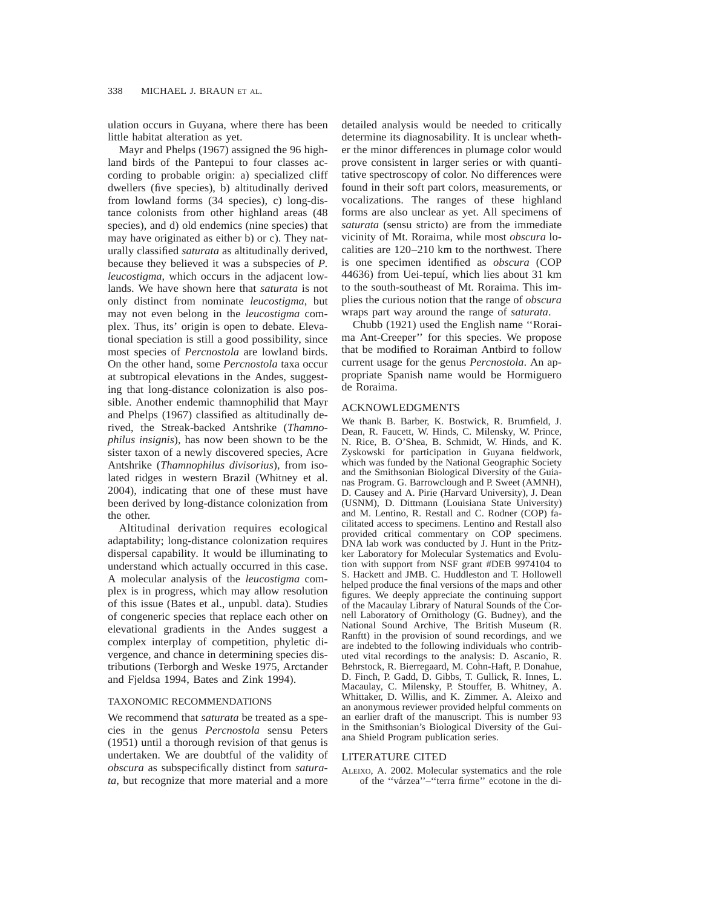ulation occurs in Guyana, where there has been little habitat alteration as yet.

Mayr and Phelps (1967) assigned the 96 highland birds of the Pantepui to four classes according to probable origin: a) specialized cliff dwellers (five species), b) altitudinally derived from lowland forms (34 species), c) long-distance colonists from other highland areas (48 species), and d) old endemics (nine species) that may have originated as either b) or c). They naturally classified *saturata* as altitudinally derived, because they believed it was a subspecies of *P. leucostigma*, which occurs in the adjacent lowlands. We have shown here that *saturata* is not only distinct from nominate *leucostigma*, but may not even belong in the *leucostigma* complex. Thus, its' origin is open to debate. Elevational speciation is still a good possibility, since most species of *Percnostola* are lowland birds. On the other hand, some *Percnostola* taxa occur at subtropical elevations in the Andes, suggesting that long-distance colonization is also possible. Another endemic thamnophilid that Mayr and Phelps (1967) classified as altitudinally derived, the Streak-backed Antshrike (*Thamnophilus insignis*), has now been shown to be the sister taxon of a newly discovered species, Acre Antshrike (*Thamnophilus divisorius*), from isolated ridges in western Brazil (Whitney et al. 2004), indicating that one of these must have been derived by long-distance colonization from the other.

Altitudinal derivation requires ecological adaptability; long-distance colonization requires dispersal capability. It would be illuminating to understand which actually occurred in this case. A molecular analysis of the *leucostigma* complex is in progress, which may allow resolution of this issue (Bates et al., unpubl. data). Studies of congeneric species that replace each other on elevational gradients in the Andes suggest a complex interplay of competition, phyletic divergence, and chance in determining species distributions (Terborgh and Weske 1975, Arctander and Fjeldsa 1994, Bates and Zink 1994).

## TAXONOMIC RECOMMENDATIONS

We recommend that *saturata* be treated as a species in the genus *Percnostola* sensu Peters (1951) until a thorough revision of that genus is undertaken. We are doubtful of the validity of *obscura* as subspecifically distinct from *saturata*, but recognize that more material and a more detailed analysis would be needed to critically determine its diagnosability. It is unclear whether the minor differences in plumage color would prove consistent in larger series or with quantitative spectroscopy of color. No differences were found in their soft part colors, measurements, or vocalizations. The ranges of these highland forms are also unclear as yet. All specimens of *saturata* (sensu stricto) are from the immediate vicinity of Mt. Roraima, while most *obscura* localities are 120–210 km to the northwest. There is one specimen identified as *obscura* (COP 44636) from Uei-tepuí, which lies about 31 km to the south-southeast of Mt. Roraima. This implies the curious notion that the range of *obscura* wraps part way around the range of *saturata*.

Chubb (1921) used the English name ''Roraima Ant-Creeper'' for this species. We propose that be modified to Roraiman Antbird to follow current usage for the genus *Percnostola*. An appropriate Spanish name would be Hormiguero de Roraima.

## ACKNOWLEDGMENTS

We thank B. Barber, K. Bostwick, R. Brumfield, J. Dean, R. Faucett, W. Hinds, C. Milensky, W. Prince, N. Rice, B. O'Shea, B. Schmidt, W. Hinds, and K. Zyskowski for participation in Guyana fieldwork, which was funded by the National Geographic Society and the Smithsonian Biological Diversity of the Guianas Program. G. Barrowclough and P. Sweet (AMNH), D. Causey and A. Pirie (Harvard University), J. Dean (USNM), D. Dittmann (Louisiana State University) and M. Lentino, R. Restall and C. Rodner (COP) facilitated access to specimens. Lentino and Restall also provided critical commentary on COP specimens. DNA lab work was conducted by J. Hunt in the Pritzker Laboratory for Molecular Systematics and Evolution with support from NSF grant #DEB 9974104 to S. Hackett and JMB. C. Huddleston and T. Hollowell helped produce the final versions of the maps and other figures. We deeply appreciate the continuing support of the Macaulay Library of Natural Sounds of the Cornell Laboratory of Ornithology (G. Budney), and the National Sound Archive, The British Museum (R. Ranftt) in the provision of sound recordings, and we are indebted to the following individuals who contributed vital recordings to the analysis: D. Ascanio, R. Behrstock, R. Bierregaard, M. Cohn-Haft, P. Donahue, D. Finch, P. Gadd, D. Gibbs, T. Gullick, R. Innes, L. Macaulay, C. Milensky, P. Stouffer, B. Whitney, A. Whittaker, D. Willis, and K. Zimmer. A. Aleixo and an anonymous reviewer provided helpful comments on an earlier draft of the manuscript. This is number 93 in the Smithsonian's Biological Diversity of the Guiana Shield Program publication series.

## LITERATURE CITED

ALEIXO, A. 2002. Molecular systematics and the role of the ''várzea''–''terra firme'' ecotone in the di-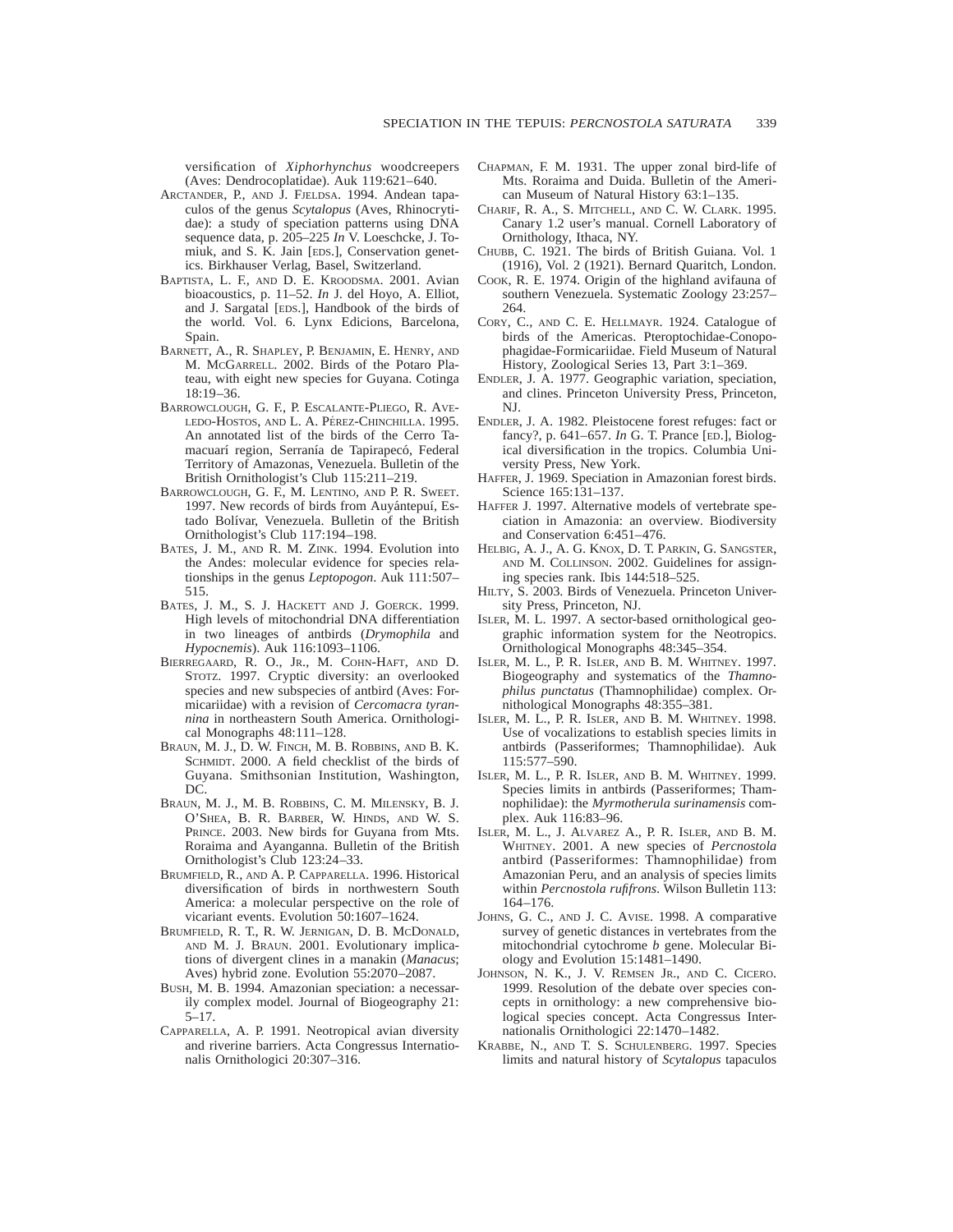versification of *Xiphorhynchus* woodcreepers (Aves: Dendrocoplatidae). Auk 119:621–640.

ARCTANDER, P., AND J. FJELDSA. 1994. Andean tapaculos of the genus *Scytalopus* (Aves, Rhinocrytidae): a study of speciation patterns using DNA sequence data, p. 205–225 *In* V. Loeschcke, J. Tomiuk, and S. K. Jain [EDS.], Conservation genetics. Birkhauser Verlag, Basel, Switzerland.

BAPTISTA, L. F., AND D. E. KROODSMA. 2001. Avian bioacoustics, p. 11–52. *In* J. del Hoyo, A. Elliot, and J. Sargatal [EDS.], Handbook of the birds of the world. Vol. 6. Lynx Edicions, Barcelona, Spain.

BARNETT, A., R. SHAPLEY, P. BENJAMIN, E. HENRY, AND M. MCGARRELL. 2002. Birds of the Potaro Plateau, with eight new species for Guyana. Cotinga 18:19–36.

BARROWCLOUGH, G. F., P. ESCALANTE-PLIEGO, R. AVELEDO-HOSTOS, AND L. A. PÉREZ-CHINCHILLA. 1995. An annotated list of the birds of the Cerro Tamacuarí region, Serranía de Tapirapecó, Federal Territory of Amazonas, Venezuela. Bulletin of the British Ornithologist's Club 115:211–219.

BARROWCLOUGH, G. F., M. LENTINO, AND P. R. SWEET. 1997. New records of birds from Auyántepuí, Estado Bolívar, Venezuela. Bulletin of the British Ornithologist's Club 117:194–198.

BATES, J. M., AND R. M. ZINK. 1994. Evolution into the Andes: molecular evidence for species relationships in the genus *Leptopogon*. Auk 111:507–515.

BATES, J. M., S. J. HACKETT AND J. GOERCK. 1999. High levels of mitochondrial DNA differentiation in two lineages of antbirds (*Drymophila* and *Hypocnemis*). Auk 116:1093–1106.

BIERREGAARD, R. O., JR., M. COHN-HAFT, AND D. STOTZ. 1997. Cryptic diversity: an overlooked species and new subspecies of antbird (Aves: Formicariidae) with a revision of *Cercomacra tyrannina* in northeastern South America. Ornithological Monographs 48:111–128.

BRAUN, M. J., D. W. FINCH, M. B. ROBBINS, AND B. K. SCHMIDT. 2000. A field checklist of the birds of Guyana. Smithsonian Institution, Washington, DC.

BRAUN, M. J., M. B. ROBBINS, C. M. MILENSKY, B. J. O'SHEA, B. R. BARBER, W. HINDS, AND W. S. PRINCE. 2003. New birds for Guyana from Mts. Roraima and Ayanganna. Bulletin of the British Ornithologist's Club 123:24–33.

BRUMFIELD, R., AND A. P. CAPPARELLA. 1996. Historical diversification of birds in northwestern South America: a molecular perspective on the role of vicariant events. Evolution 50:1607–1624.

BRUMFIELD, R. T., R. W. JERNIGAN, D. B. MCDONALD, AND M. J. BRAUN. 2001. Evolutionary implications of divergent clines in a manakin (*Manacus*; Aves) hybrid zone. Evolution 55:2070–2087.

BUSH, M. B. 1994. Amazonian speciation: a necessarily complex model. Journal of Biogeography 21: 5–17.

CAPPARELLA, A. P. 1991. Neotropical avian diversity and riverine barriers. Acta Congressus Internationalis Ornithologici 20:307–316.

CHAPMAN, F. M. 1931. The upper zonal bird-life of Mts. Roraima and Duida. Bulletin of the American Museum of Natural History 63:1–135.

CHARIF, R. A., S. MITCHELL, AND C. W. CLARK. 1995. Canary 1.2 user's manual. Cornell Laboratory of Ornithology, Ithaca, NY.

CHUBB, C. 1921. The birds of British Guiana. Vol. 1 (1916), Vol. 2 (1921). Bernard Quaritch, London.

COOK, R. E. 1974. Origin of the highland avifauna of southern Venezuela. Systematic Zoology 23:257–264.

CORY, C., AND C. E. HELLMAYR. 1924. Catalogue of birds of the Americas. Pteroptochidae-Conopophagidae-Formicariidae. Field Museum of Natural History, Zoological Series 13, Part 3:1–369.

ENDLER, J. A. 1977. Geographic variation, speciation, and clines. Princeton University Press, Princeton, NJ.

ENDLER, J. A. 1982. Pleistocene forest refuges: fact or fancy?, p. 641–657. *In* G. T. Prance [ED.], Biological diversification in the tropics. Columbia University Press, New York.

HAFFER, J. 1969. Speciation in Amazonian forest birds. Science 165:131–137.

HAFFER J. 1997. Alternative models of vertebrate speciation in Amazonia: an overview. Biodiversity and Conservation 6:451–476.

HELBIG, A. J., A. G. KNOX, D. T. PARKIN, G. SANGSTER, AND M. COLLINSON. 2002. Guidelines for assigning species rank. Ibis 144:518–525.

HILTY, S. 2003. Birds of Venezuela. Princeton University Press, Princeton, NJ.

ISLER, M. L. 1997. A sector-based ornithological geographic information system for the Neotropics. Ornithological Monographs 48:345–354.

ISLER, M. L., P. R. ISLER, AND B. M. WHITNEY. 1997. Biogeography and systematics of the *Thamnophilus punctatus* (Thamnophilidae) complex. Ornithological Monographs 48:355–381.

ISLER, M. L., P. R. ISLER, AND B. M. WHITNEY. 1998. Use of vocalizations to establish species limits in antbirds (Passeriformes; Thamnophilidae). Auk 115:577–590.

ISLER, M. L., P. R. ISLER, AND B. M. WHITNEY. 1999. Species limits in antbirds (Passeriformes; Thamnophilidae): the *Myrmotherula surinamensis* complex. Auk 116:83–96.

ISLER, M. L., J. ALVAREZ A., P. R. ISLER, AND B. M. WHITNEY. 2001. A new species of *Percnostola* antbird (Passeriformes: Thamnophilidae) from Amazonian Peru, and an analysis of species limits within *Percnostola rufifrons*. Wilson Bulletin 113: 164–176.

JOHNS, G. C., AND J. C. AVISE. 1998. A comparative survey of genetic distances in vertebrates from the mitochondrial cytochrome *b* gene. Molecular Biology and Evolution 15:1481–1490.

JOHNSON, N. K., J. V. REMSEN JR., AND C. CICERO. 1999. Resolution of the debate over species concepts in ornithology: a new comprehensive biological species concept. Acta Congressus Internationalis Ornithologici 22:1470–1482.

KRABBE, N., AND T. S. SCHULENBERG. 1997. Species limits and natural history of *Scytalopus* tapaculos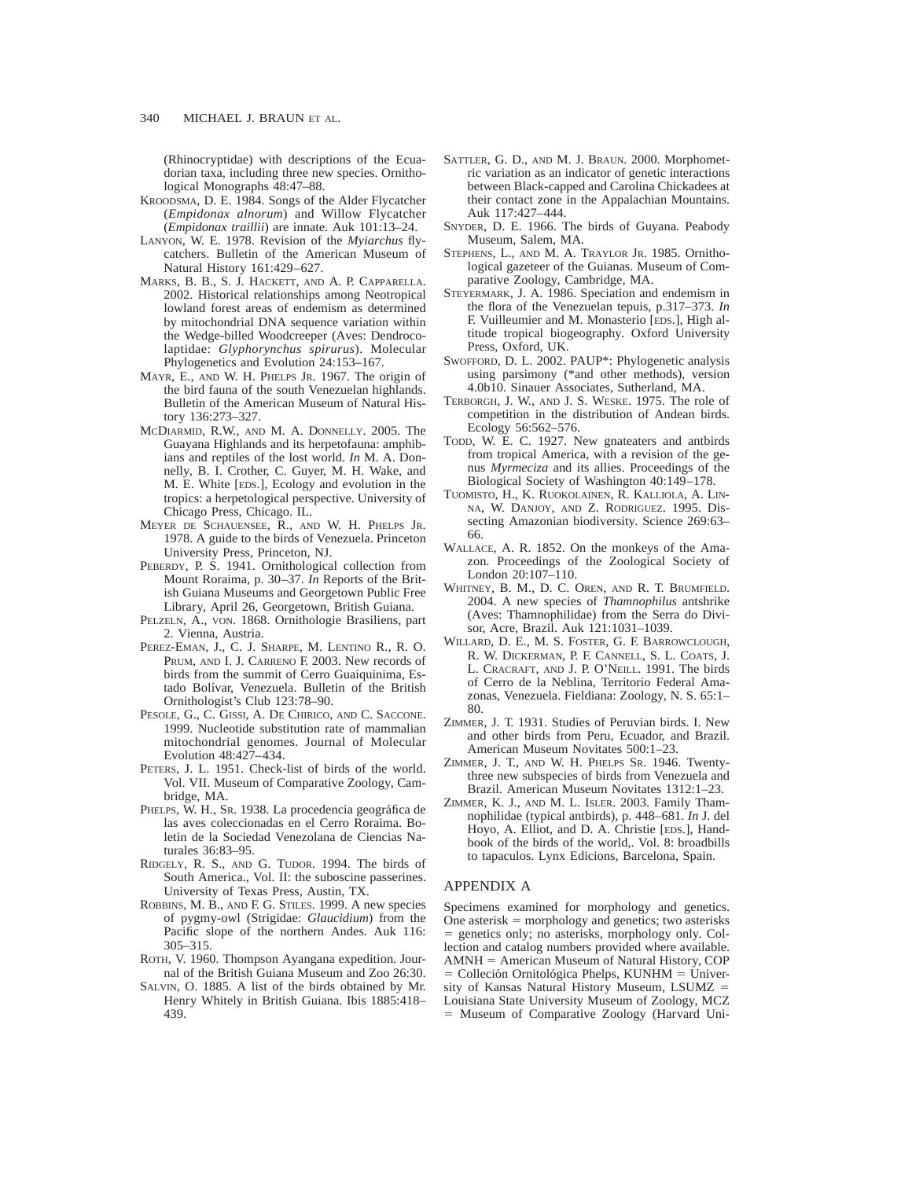(Rhinocryptidae) with descriptions of the Ecuadorian taxa, including three new species. Ornithological Monographs 48:47–88.

KROODSMA, D. E. 1984. Songs of the Alder Flycatcher (*Empidonax alnorum*) and Willow Flycatcher (*Empidonax traillii*) are innate. Auk 101:13–24.

LANYON, W. E. 1978. Revision of the *Myiarchus* flycatchers. Bulletin of the American Museum of Natural History 161:429–627.

MARKS, B. B., S. J. HACKETT, AND A. P. CAPPARELLA. 2002. Historical relationships among Neotropical lowland forest areas of endemism as determined by mitochondrial DNA sequence variation within the Wedge-billed Woodcreeper (Aves: Dendrocolaptidae: *Glyphorynchus spirurus*). Molecular Phylogenetics and Evolution 24:153–167.

MAYR, E., AND W. H. PHELPS JR. 1967. The origin of the bird fauna of the south Venezuelan highlands. Bulletin of the American Museum of Natural History 136:273–327.

MCDIARMID, R.W., AND M. A. DONNELLY. 2005. The Guayana Highlands and its herpetofauna: amphibians and reptiles of the lost world. *In* M. A. Donnelly, B. I. Crother, C. Guyer, M. H. Wake, and M. E. White [EDS.], Ecology and evolution in the tropics: a herpetological perspective. University of Chicago Press, Chicago. IL.

MEYER DE SCHAUENSEE, R., AND W. H. PHELPS JR. 1978. A guide to the birds of Venezuela. Princeton University Press, Princeton, NJ.

PEBERDY, P. S. 1941. Ornithological collection from Mount Roraima, p. 30–37. *In* Reports of the British Guiana Museums and Georgetown Public Free Library, April 26, Georgetown, British Guiana.

PELZELN, A., VON. 1868. Ornithologie Brasiliens, part 2. Vienna, Austria.

PEREZ-EMAN, J., C. J. SHARPE, M. LENTINO R., R. O. PRUM, AND I. J. CARRENO F. 2003. New records of birds from the summit of Cerro Guaiquinima, Estado Bolívar, Venezuela. Bulletin of the British Ornithologist's Club 123:78–90.

PESOLE, G., C. GISSI, A. DE CHIRICO, AND C. SACCONE. 1999. Nucleotide substitution rate of mammalian mitochondrial genomes. Journal of Molecular Evolution 48:427–434.

PETERS, J. L. 1951. Check-list of birds of the world. Vol. VII. Museum of Comparative Zoology, Cambridge, MA.

PHELPS, W. H., SR. 1938. La procedencia geográfica de las aves coleccionadas en el Cerro Roraima. Boletin de la Sociedad Venezolana de Ciencias Naturales 36:83–95.

RIDGELY, R. S., AND G. TUDOR. 1994. The birds of South America., Vol. II: the suboscine passerines. University of Texas Press, Austin, TX.

ROBBINS, M. B., AND F. G. STILES. 1999. A new species of pygmy-owl (Strigidae: *Glaucidium*) from the Pacific slope of the northern Andes. Auk 116: 305–315.

ROTH, V. 1960. Thompson Ayangana expedition. Journal of the British Guiana Museum and Zoo 26:30.

SALVIN, O. 1885. A list of the birds obtained by Mr. Henry Whitely in British Guiana. Ibis 1885:418–439.

SATTLER, G. D., AND M. J. BRAUN. 2000. Morphometric variation as an indicator of genetic interactions between Black-capped and Carolina Chickadees at their contact zone in the Appalachian Mountains. Auk 117:427–444.

SNYDER, D. E. 1966. The birds of Guyana. Peabody Museum, Salem, MA.

STEPHENS, L., AND M. A. TRAYLOR JR. 1985. Ornithological gazeteer of the Guianas. Museum of Comparative Zoology, Cambridge, MA.

STEYERMARK, J. A. 1986. Speciation and endemism in the flora of the Venezuelan tepuis, p.317–373. *In* F. Vuilleumier and M. Monasterio [EDS.], High altitude tropical biogeography. Oxford University Press, Oxford, UK.

SWOFFORD, D. L. 2002. PAUP*: Phylogenetic analysis using parsimony (*and other methods), version 4.0b10. Sinauer Associates, Sutherland, MA.

TERBORGH, J. W., AND J. S. WESKE. 1975. The role of competition in the distribution of Andean birds. Ecology 56:562–576.

TODD, W. E. C. 1927. New gnateaters and antbirds from tropical America, with a revision of the genus *Myrmeciza* and its allies. Proceedings of the Biological Society of Washington 40:149–178.

TUOMISTO, H., K. RUOKOLAINEN, R. KALLIOLA, A. LINNA, W. DANJOY, AND Z. RODRIGUEZ. 1995. Dissecting Amazonian biodiversity. Science 269:63–66.

WALLACE, A. R. 1852. On the monkeys of the Amazon. Proceedings of the Zoological Society of London 20:107–110.

WHITNEY, B. M., D. C. OREN, AND R. T. BRUMFIELD. 2004. A new species of *Thamnophilus* antshrike (Aves: Thamnophilidae) from the Serra do Divisor, Acre, Brazil. Auk 121:1031–1039.

WILLARD, D. E., M. S. FOSTER, G. F. BARROWCLOUGH, R. W. DICKERMAN, P. F. CANNELL, S. L. COATS, J. L. CRACRAFT, AND J. P. O'NEILL. 1991. The birds of Cerro de la Neblina, Territorio Federal Amazonas, Venezuela. Fieldiana: Zoology, N. S. 65:1–80.

ZIMMER, J. T. 1931. Studies of Peruvian birds. I. New and other birds from Peru, Ecuador, and Brazil. American Museum Novitates 500:1–23.

ZIMMER, J. T., AND W. H. PHELPS SR. 1946. Twenty-three new subspecies of birds from Venezuela and Brazil. American Museum Novitates 1312:1–23.

ZIMMER, K. J., AND M. L. ISLER. 2003. Family Thamnophilidae (typical antbirds), p. 448–681. *In* J. del Hoyo, A. Elliot, and D. A. Christie [EDS.], Handbook of the birds of the world,. Vol. 8: broadbills to tapaculos. Lynx Edicions, Barcelona, Spain.

## APPENDIX A

Specimens examined for morphology and genetics. One asterisk = morphology and genetics; two asterisks = genetics only; no asterisks, morphology only. Collection and catalog numbers provided where available. AMNH = American Museum of Natural History, COP = Colleción Ornitológica Phelps, KUNHM = University of Kansas Natural History Museum, LSUMZ = Louisiana State University Museum of Zoology, MCZ = Museum of Comparative Zoology (Harvard Uni-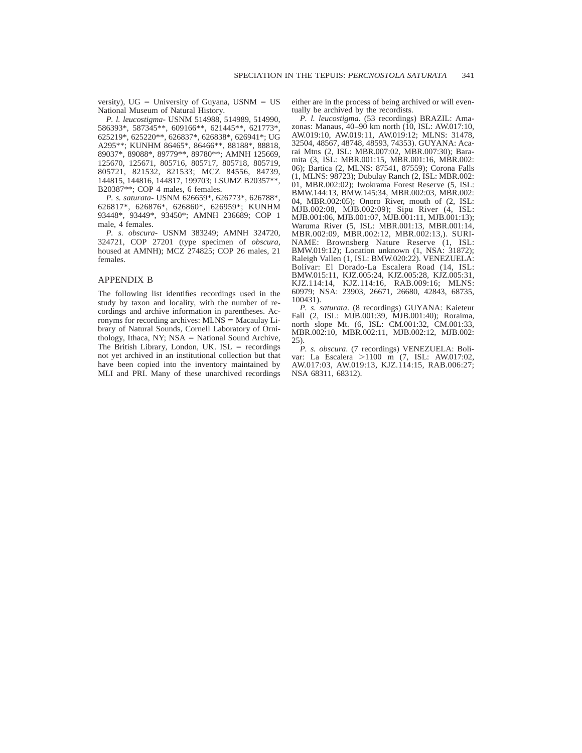versity), UG = University of Guyana, USNM = US National Museum of Natural History.

*P. l. leucostigma*- USNM 514988, 514989, 514990, 586393*, 587345**, 609166**, 621445**, 621773*, 625219*, 625220**, 626837*, 626838*, 626941*; UG A295**; KUNHM 86465*, 86466**, 88188*, 88818, 89037*, 89088*, 89779**, 89780**; AMNH 125669, 125670, 125671, 805716, 805717, 805718, 805719, 805721, 821532, 821533; MCZ 84556, 84739, 144815, 144816, 144817, 199703; LSUMZ B20357**, B20387**; COP 4 males, 6 females.

*P. s. saturata*- USNM 626659*, 626773*, 626788*, 626817*, 626876*, 626860*, 626959*; KUNHM 93448*, 93449*, 93450*; AMNH 236689; COP 1 male, 4 females.

*P. s. obscura*- USNM 383249; AMNH 324720, 324721, COP 27201 (type specimen of *obscura*, housed at AMNH); MCZ 274825; COP 26 males, 21 females.

## APPENDIX B

The following list identifies recordings used in the study by taxon and locality, with the number of recordings and archive information in parentheses. Acronyms for recording archives: MLNS = Macaulay Library of Natural Sounds, Cornell Laboratory of Ornithology, Ithaca, NY; NSA = National Sound Archive, The British Library, London, UK. ISL = recordings not yet archived in an institutional collection but that have been copied into the inventory maintained by MLI and PRI. Many of these unarchived recordings either are in the process of being archived or will eventually be archived by the recordists.

*P. l. leucostigma*. (53 recordings) BRAZIL: Amazonas: Manaus, 40–90 km north (10, ISL: AW.017:10, AW.019:10, AW.019:11, AW.019:12; MLNS: 31478, 32504, 48567, 48748, 48593, 74353). GUYANA: Acarai Mtns (2, ISL: MBR.007:02, MBR.007:30); Baramita (3, ISL: MBR.001:15, MBR.001:16, MBR.002:06); Bartica (2, MLNS: 87541, 87559); Corona Falls (1, MLNS: 98723); Dubulay Ranch (2, ISL: MBR.002:01, MBR.002:02); Iwokrama Forest Reserve (5, ISL: BMW.144:13, BMW.145:34, MBR.002:03, MBR.002:04, MBR.002:05); Onoro River, mouth of (2, ISL: MJB.002:08, MJB.002:09); Sipu River (4, ISL: MJB.001:06, MJB.001:07, MJB.001:11, MJB.001:13); Waruma River (5, ISL: MBR.001:13, MBR.001:14, MBR.002:09, MBR.002:12, MBR.002:13,). SURINAME: Brownsberg Nature Reserve (1, ISL: BMW.019:12); Location unknown (1, NSA: 31872); Raleigh Vallen (1, ISL: BMW.020:22). VENEZUELA: Bolívar: El Dorado-La Escalera Road (14, ISL: BMW.015:11, KJZ.005:24, KJZ.005:28, KJZ.005:31, KJZ.114:14, KJZ.114:16, RAB.009:16; MLNS: 60979; NSA: 23903, 26671, 26680, 42843, 68735, 100431).

*P. s. saturata*. (8 recordings) GUYANA: Kaieteur Fall (2, ISL: MJB.001:39, MJB.001:40); Roraima, north slope Mt. (6, ISL: CM.001:32, CM.001:33, MBR.002:10, MBR.002:11, MJB.002:12, MJB.002:25).

*P. s. obscura*. (7 recordings) VENEZUELA: Bolívar: La Escalera >1100 m (7, ISL: AW.017:02, AW.017:03, AW.019:13, KJZ.114:15, RAB.006:27; NSA 68311, 68312).